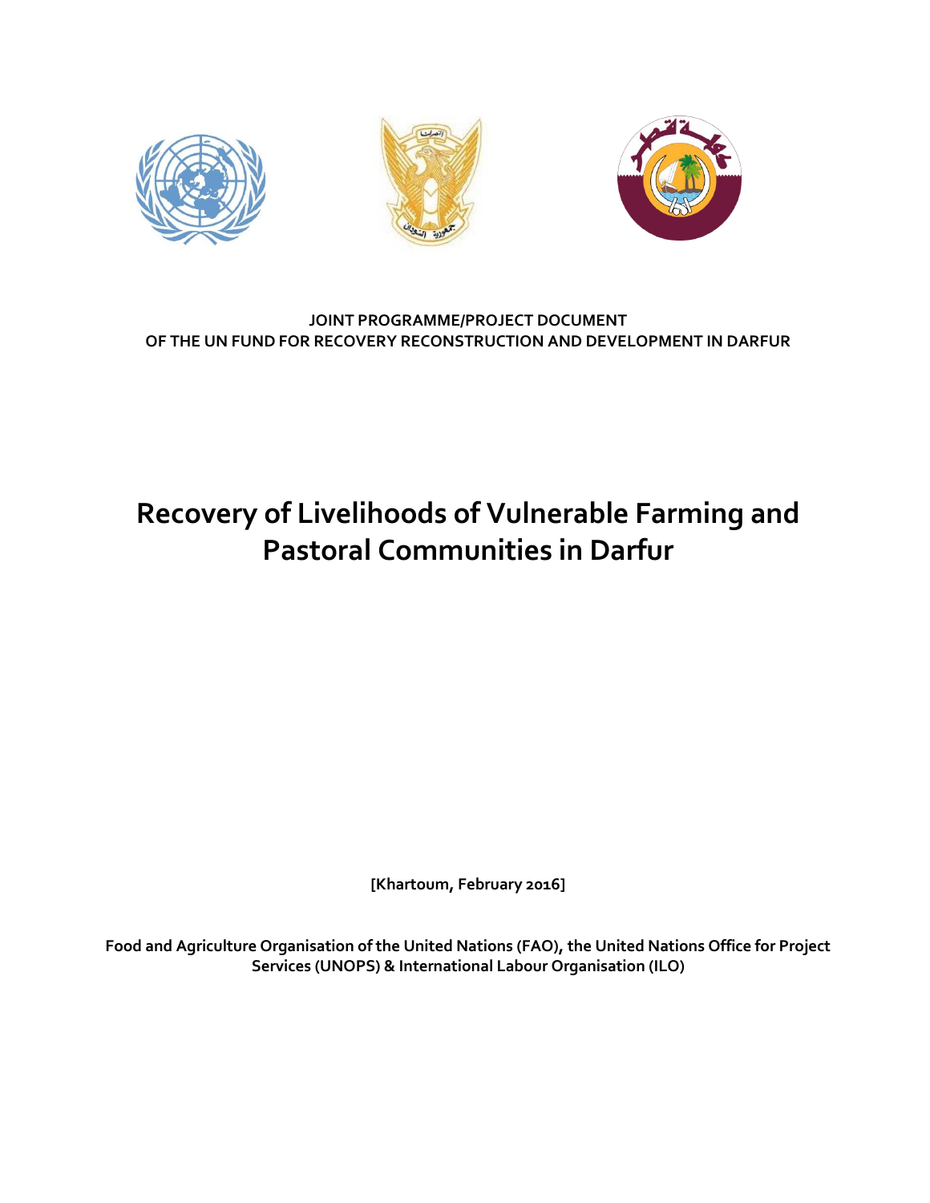**JOINT PROGRAMME/PROJECT DOCUMENT**
**OF THE UN FUND FOR RECOVERY RECONSTRUCTION AND DEVELOPMENT IN DARFUR**

# Recovery of Livelihoods of Vulnerable Farming and Pastoral Communities in Darfur

**[Khartoum, February 2016]**

**Food and Agriculture Organisation of the United Nations (FAO), the United Nations Office for Project Services (UNOPS) & International Labour Organisation (ILO)**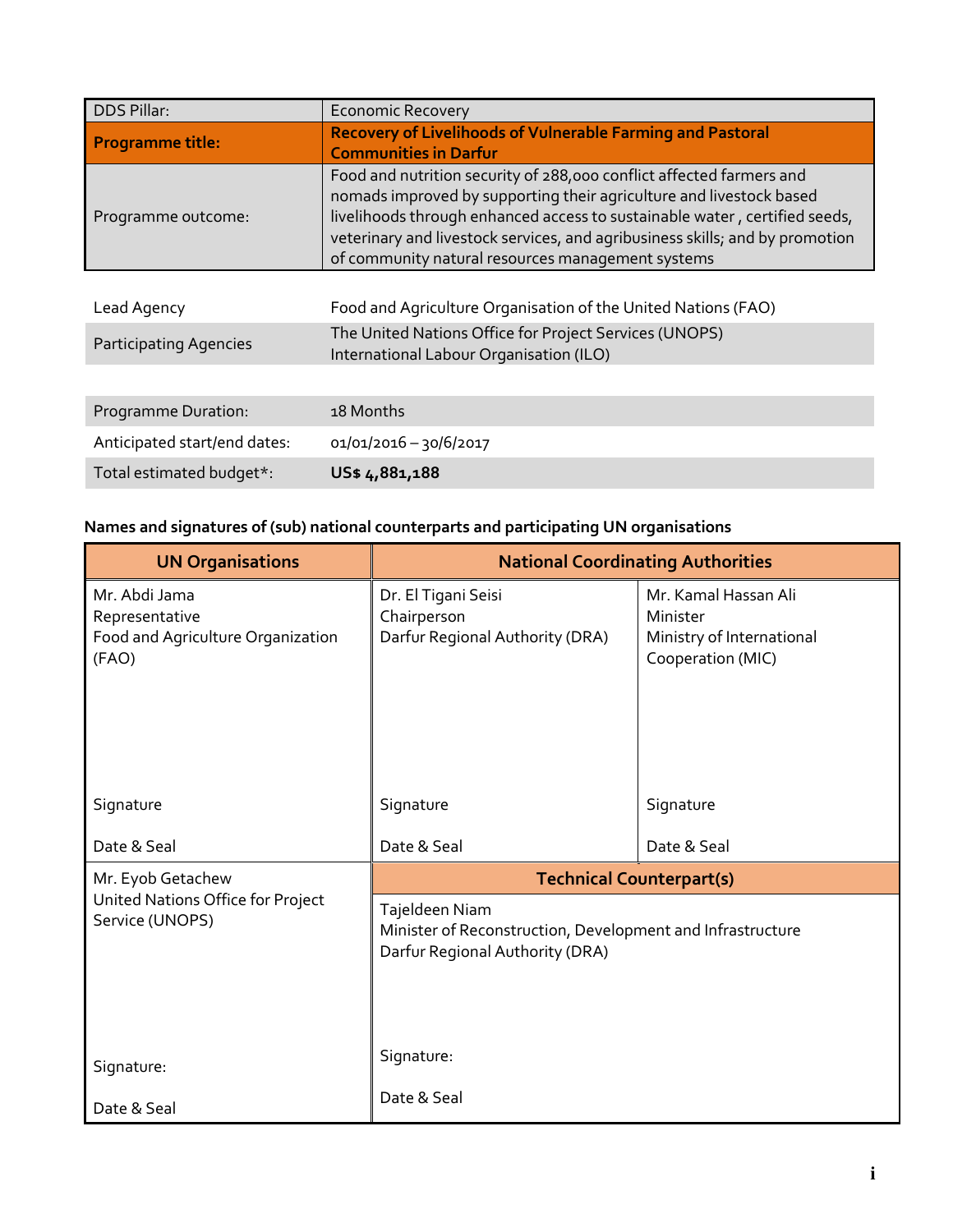| DDS Pillar: | Economic Recovery |
|---|---|
| **Programme title:** | **Recovery of Livelihoods of Vulnerable Farming and Pastoral Communities in Darfur** |
| Programme outcome: | Food and nutrition security of 288,000 conflict affected farmers and nomads improved by supporting their agriculture and livestock based livelihoods through enhanced access to sustainable water , certified seeds, veterinary and livestock services, and agribusiness skills; and by promotion of community natural resources management systems |

| Lead Agency | Food and Agriculture Organisation of the United Nations (FAO) |
|---|---|
| Participating Agencies | The United Nations Office for Project Services (UNOPS)<br>International Labour Organisation (ILO) |

| Programme Duration: | 18 Months |
|---|---|
| Anticipated start/end dates: | 01/01/2016 – 30/6/2017 |
| Total estimated budget*: | **US$ 4,881,188** |

**Names and signatures of (sub) national counterparts and participating UN organisations**

| **UN Organisations** | **National Coordinating Authorities** | |
|---|---|---|
| Mr. Abdi Jama<br>Representative<br>Food and Agriculture Organization (FAO)<br><br>Signature<br><br>Date & Seal | Dr. El Tigani Seisi<br>Chairperson<br>Darfur Regional Authority (DRA)<br><br>Signature<br><br>Date & Seal | Mr. Kamal Hassan Ali<br>Minister<br>Ministry of International Cooperation (MIC)<br><br>Signature<br><br>Date & Seal |
| Mr. Eyob Getachew<br>United Nations Office for Project Service (UNOPS)<br><br>Signature:<br><br>Date & Seal | **Technical Counterpart(s)**<br><br>Tajeldeen Niam<br>Minister of Reconstruction, Development and Infrastructure<br>Darfur Regional Authority (DRA)<br><br>Signature:<br><br>Date & Seal | |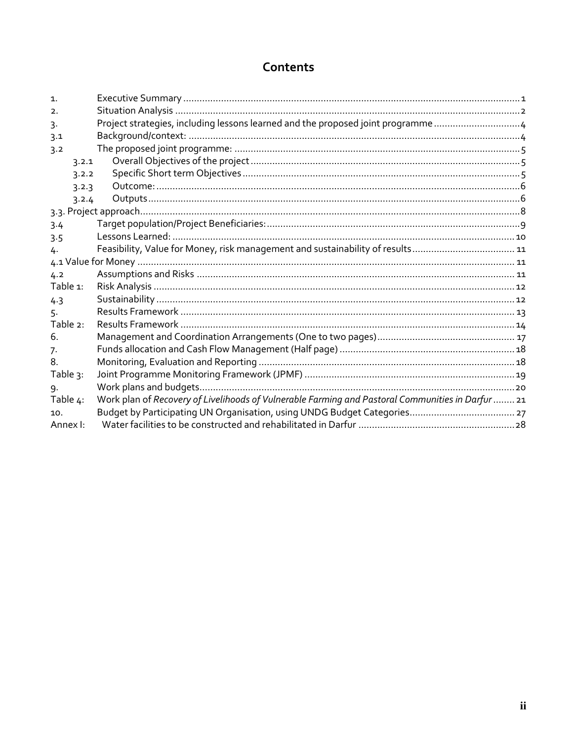# Contents

| | | |
|---|---|---|
| 1. | Executive Summary | 1 |
| 2. | Situation Analysis | 2 |
| 3. | Project strategies, including lessons learned and the proposed joint programme | 4 |
| 3.1 | Background/context: | 4 |
| 3.2 | The proposed joint programme: | 5 |
| 3.2.1 | Overall Objectives of the project | 5 |
| 3.2.2 | Specific Short term Objectives | 5 |
| 3.2.3 | Outcome: | 6 |
| 3.2.4 | Outputs | 6 |
| 3.3. Project approach | | 8 |
| 3.4 | Target population/Project Beneficiaries: | 9 |
| 3.5 | Lessons Learned: | 10 |
| 4. | Feasibility, Value for Money, risk management and sustainability of results | 11 |
| 4.1 Value for Money | | 11 |
| 4.2 | Assumptions and Risks | 11 |
| Table 1: | Risk Analysis | 12 |
| 4.3 | Sustainability | 12 |
| 5. | Results Framework | 13 |
| Table 2: | Results Framework | 14 |
| 6. | Management and Coordination Arrangements (One to two pages) | 17 |
| 7. | Funds allocation and Cash Flow Management (Half page) | 18 |
| 8. | Monitoring, Evaluation and Reporting | 18 |
| Table 3: | Joint Programme Monitoring Framework (JPMF) | 19 |
| 9. | Work plans and budgets | 20 |
| Table 4: | Work plan of *Recovery of Livelihoods of Vulnerable Farming and Pastoral Communities in Darfur* | 21 |
| 10. | Budget by Participating UN Organisation, using UNDG Budget Categories | 27 |
| Annex I: | Water facilities to be constructed and rehabilitated in Darfur | 28 |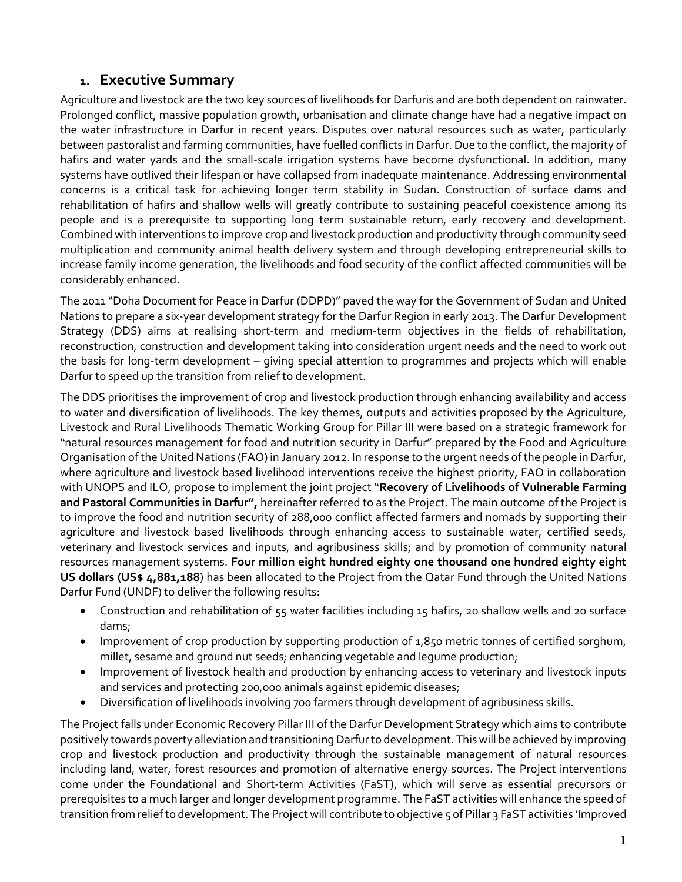## 1. Executive Summary

Agriculture and livestock are the two key sources of livelihoods for Darfuris and are both dependent on rainwater. Prolonged conflict, massive population growth, urbanisation and climate change have had a negative impact on the water infrastructure in Darfur in recent years. Disputes over natural resources such as water, particularly between pastoralist and farming communities, have fuelled conflicts in Darfur. Due to the conflict, the majority of hafirs and water yards and the small-scale irrigation systems have become dysfunctional. In addition, many systems have outlived their lifespan or have collapsed from inadequate maintenance. Addressing environmental concerns is a critical task for achieving longer term stability in Sudan. Construction of surface dams and rehabilitation of hafirs and shallow wells will greatly contribute to sustaining peaceful coexistence among its people and is a prerequisite to supporting long term sustainable return, early recovery and development. Combined with interventions to improve crop and livestock production and productivity through community seed multiplication and community animal health delivery system and through developing entrepreneurial skills to increase family income generation, the livelihoods and food security of the conflict affected communities will be considerably enhanced.

The 2011 "Doha Document for Peace in Darfur (DDPD)" paved the way for the Government of Sudan and United Nations to prepare a six-year development strategy for the Darfur Region in early 2013. The Darfur Development Strategy (DDS) aims at realising short-term and medium-term objectives in the fields of rehabilitation, reconstruction, construction and development taking into consideration urgent needs and the need to work out the basis for long-term development – giving special attention to programmes and projects which will enable Darfur to speed up the transition from relief to development.

The DDS prioritises the improvement of crop and livestock production through enhancing availability and access to water and diversification of livelihoods. The key themes, outputs and activities proposed by the Agriculture, Livestock and Rural Livelihoods Thematic Working Group for Pillar III were based on a strategic framework for "natural resources management for food and nutrition security in Darfur" prepared by the Food and Agriculture Organisation of the United Nations (FAO) in January 2012. In response to the urgent needs of the people in Darfur, where agriculture and livestock based livelihood interventions receive the highest priority, FAO in collaboration with UNOPS and ILO, propose to implement the joint project "**Recovery of Livelihoods of Vulnerable Farming and Pastoral Communities in Darfur",** hereinafter referred to as the Project. The main outcome of the Project is to improve the food and nutrition security of 288,000 conflict affected farmers and nomads by supporting their agriculture and livestock based livelihoods through enhancing access to sustainable water, certified seeds, veterinary and livestock services and inputs, and agribusiness skills; and by promotion of community natural resources management systems. **Four million eight hundred eighty one thousand one hundred eighty eight US dollars (US$ 4,881,188**) has been allocated to the Project from the Qatar Fund through the United Nations Darfur Fund (UNDF) to deliver the following results:

- Construction and rehabilitation of 55 water facilities including 15 hafirs, 20 shallow wells and 20 surface dams;
- Improvement of crop production by supporting production of 1,850 metric tonnes of certified sorghum, millet, sesame and ground nut seeds; enhancing vegetable and legume production;
- Improvement of livestock health and production by enhancing access to veterinary and livestock inputs and services and protecting 200,000 animals against epidemic diseases;
- Diversification of livelihoods involving 700 farmers through development of agribusiness skills.

The Project falls under Economic Recovery Pillar III of the Darfur Development Strategy which aims to contribute positively towards poverty alleviation and transitioning Darfur to development. This will be achieved by improving crop and livestock production and productivity through the sustainable management of natural resources including land, water, forest resources and promotion of alternative energy sources. The Project interventions come under the Foundational and Short-term Activities (FaST), which will serve as essential precursors or prerequisites to a much larger and longer development programme. The FaST activities will enhance the speed of transition from relief to development. The Project will contribute to objective 5 of Pillar 3 FaST activities 'Improved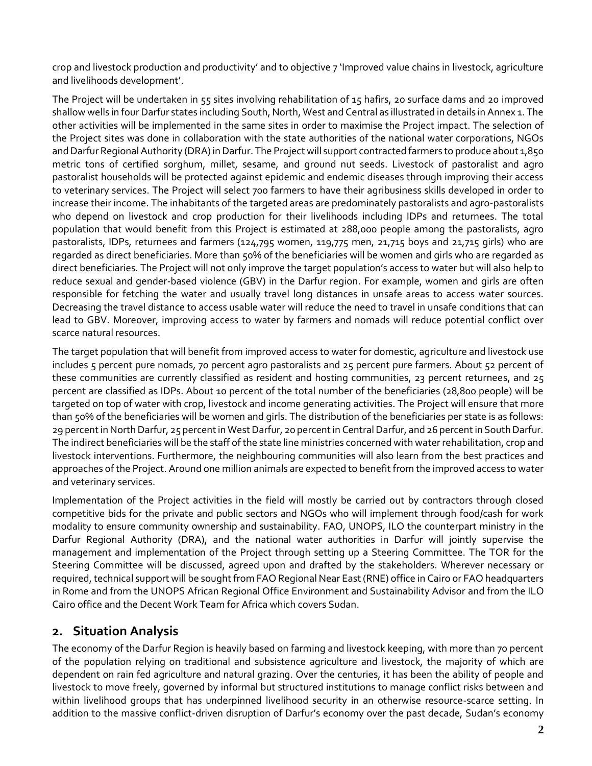crop and livestock production and productivity' and to objective 7 'Improved value chains in livestock, agriculture and livelihoods development'.

The Project will be undertaken in 55 sites involving rehabilitation of 15 hafirs, 20 surface dams and 20 improved shallow wells in four Darfur states including South, North, West and Central as illustrated in details in Annex 1. The other activities will be implemented in the same sites in order to maximise the Project impact. The selection of the Project sites was done in collaboration with the state authorities of the national water corporations, NGOs and Darfur Regional Authority (DRA) in Darfur. The Project will support contracted farmers to produce about 1,850 metric tons of certified sorghum, millet, sesame, and ground nut seeds. Livestock of pastoralist and agro pastoralist households will be protected against epidemic and endemic diseases through improving their access to veterinary services. The Project will select 700 farmers to have their agribusiness skills developed in order to increase their income. The inhabitants of the targeted areas are predominately pastoralists and agro-pastoralists who depend on livestock and crop production for their livelihoods including IDPs and returnees. The total population that would benefit from this Project is estimated at 288,000 people among the pastoralists, agro pastoralists, IDPs, returnees and farmers (124,795 women, 119,775 men, 21,715 boys and 21,715 girls) who are regarded as direct beneficiaries. More than 50% of the beneficiaries will be women and girls who are regarded as direct beneficiaries. The Project will not only improve the target population's access to water but will also help to reduce sexual and gender-based violence (GBV) in the Darfur region. For example, women and girls are often responsible for fetching the water and usually travel long distances in unsafe areas to access water sources. Decreasing the travel distance to access usable water will reduce the need to travel in unsafe conditions that can lead to GBV. Moreover, improving access to water by farmers and nomads will reduce potential conflict over scarce natural resources.

The target population that will benefit from improved access to water for domestic, agriculture and livestock use includes 5 percent pure nomads, 70 percent agro pastoralists and 25 percent pure farmers. About 52 percent of these communities are currently classified as resident and hosting communities, 23 percent returnees, and 25 percent are classified as IDPs. About 10 percent of the total number of the beneficiaries (28,800 people) will be targeted on top of water with crop, livestock and income generating activities. The Project will ensure that more than 50% of the beneficiaries will be women and girls. The distribution of the beneficiaries per state is as follows: 29 percent in North Darfur, 25 percent in West Darfur, 20 percent in Central Darfur, and 26 percent in South Darfur. The indirect beneficiaries will be the staff of the state line ministries concerned with water rehabilitation, crop and livestock interventions. Furthermore, the neighbouring communities will also learn from the best practices and approaches of the Project. Around one million animals are expected to benefit from the improved access to water and veterinary services.

Implementation of the Project activities in the field will mostly be carried out by contractors through closed competitive bids for the private and public sectors and NGOs who will implement through food/cash for work modality to ensure community ownership and sustainability. FAO, UNOPS, ILO the counterpart ministry in the Darfur Regional Authority (DRA), and the national water authorities in Darfur will jointly supervise the management and implementation of the Project through setting up a Steering Committee. The TOR for the Steering Committee will be discussed, agreed upon and drafted by the stakeholders. Wherever necessary or required, technical support will be sought from FAO Regional Near East (RNE) office in Cairo or FAO headquarters in Rome and from the UNOPS African Regional Office Environment and Sustainability Advisor and from the ILO Cairo office and the Decent Work Team for Africa which covers Sudan.

## 2. Situation Analysis

The economy of the Darfur Region is heavily based on farming and livestock keeping, with more than 70 percent of the population relying on traditional and subsistence agriculture and livestock, the majority of which are dependent on rain fed agriculture and natural grazing. Over the centuries, it has been the ability of people and livestock to move freely, governed by informal but structured institutions to manage conflict risks between and within livelihood groups that has underpinned livelihood security in an otherwise resource-scarce setting. In addition to the massive conflict-driven disruption of Darfur's economy over the past decade, Sudan's economy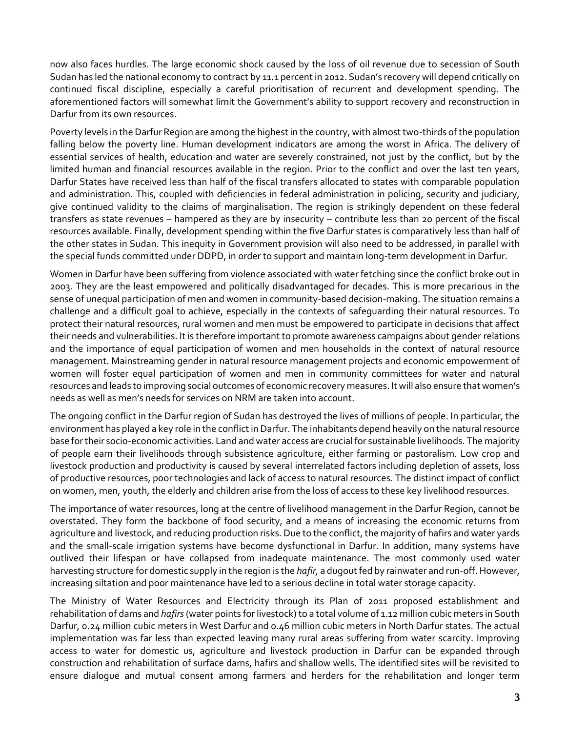now also faces hurdles. The large economic shock caused by the loss of oil revenue due to secession of South Sudan has led the national economy to contract by 11.1 percent in 2012. Sudan's recovery will depend critically on continued fiscal discipline, especially a careful prioritisation of recurrent and development spending. The aforementioned factors will somewhat limit the Government's ability to support recovery and reconstruction in Darfur from its own resources.

Poverty levels in the Darfur Region are among the highest in the country, with almost two-thirds of the population falling below the poverty line. Human development indicators are among the worst in Africa. The delivery of essential services of health, education and water are severely constrained, not just by the conflict, but by the limited human and financial resources available in the region. Prior to the conflict and over the last ten years, Darfur States have received less than half of the fiscal transfers allocated to states with comparable population and administration. This, coupled with deficiencies in federal administration in policing, security and judiciary, give continued validity to the claims of marginalisation. The region is strikingly dependent on these federal transfers as state revenues – hampered as they are by insecurity – contribute less than 20 percent of the fiscal resources available. Finally, development spending within the five Darfur states is comparatively less than half of the other states in Sudan. This inequity in Government provision will also need to be addressed, in parallel with the special funds committed under DDPD, in order to support and maintain long-term development in Darfur.

Women in Darfur have been suffering from violence associated with water fetching since the conflict broke out in 2003. They are the least empowered and politically disadvantaged for decades. This is more precarious in the sense of unequal participation of men and women in community-based decision-making. The situation remains a challenge and a difficult goal to achieve, especially in the contexts of safeguarding their natural resources. To protect their natural resources, rural women and men must be empowered to participate in decisions that affect their needs and vulnerabilities. It is therefore important to promote awareness campaigns about gender relations and the importance of equal participation of women and men households in the context of natural resource management. Mainstreaming gender in natural resource management projects and economic empowerment of women will foster equal participation of women and men in community committees for water and natural resources and leads to improving social outcomes of economic recovery measures. It will also ensure that women's needs as well as men's needs for services on NRM are taken into account.

The ongoing conflict in the Darfur region of Sudan has destroyed the lives of millions of people. In particular, the environment has played a key role in the conflict in Darfur. The inhabitants depend heavily on the natural resource base for their socio-economic activities. Land and water access are crucial for sustainable livelihoods. The majority of people earn their livelihoods through subsistence agriculture, either farming or pastoralism. Low crop and livestock production and productivity is caused by several interrelated factors including depletion of assets, loss of productive resources, poor technologies and lack of access to natural resources. The distinct impact of conflict on women, men, youth, the elderly and children arise from the loss of access to these key livelihood resources.

The importance of water resources, long at the centre of livelihood management in the Darfur Region, cannot be overstated. They form the backbone of food security, and a means of increasing the economic returns from agriculture and livestock, and reducing production risks. Due to the conflict, the majority of hafirs and water yards and the small-scale irrigation systems have become dysfunctional in Darfur. In addition, many systems have outlived their lifespan or have collapsed from inadequate maintenance. The most commonly used water harvesting structure for domestic supply in the region is the *hafir,* a dugout fed by rainwater and run-off. However, increasing siltation and poor maintenance have led to a serious decline in total water storage capacity.

The Ministry of Water Resources and Electricity through its Plan of 2011 proposed establishment and rehabilitation of dams and *hafirs* (water points for livestock) to a total volume of 1.12 million cubic meters in South Darfur, 0.24 million cubic meters in West Darfur and 0.46 million cubic meters in North Darfur states. The actual implementation was far less than expected leaving many rural areas suffering from water scarcity. Improving access to water for domestic us, agriculture and livestock production in Darfur can be expanded through construction and rehabilitation of surface dams, hafirs and shallow wells. The identified sites will be revisited to ensure dialogue and mutual consent among farmers and herders for the rehabilitation and longer term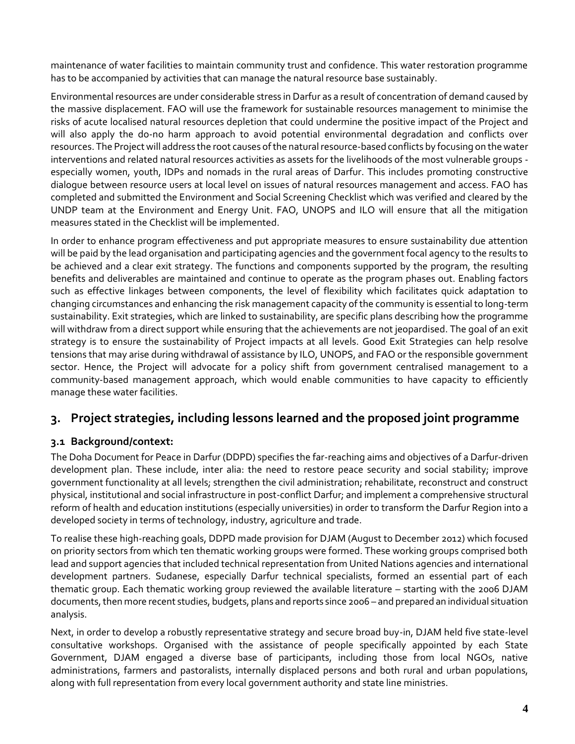maintenance of water facilities to maintain community trust and confidence. This water restoration programme has to be accompanied by activities that can manage the natural resource base sustainably.

Environmental resources are under considerable stress in Darfur as a result of concentration of demand caused by the massive displacement. FAO will use the framework for sustainable resources management to minimise the risks of acute localised natural resources depletion that could undermine the positive impact of the Project and will also apply the do-no harm approach to avoid potential environmental degradation and conflicts over resources. The Project will address the root causes of the natural resource-based conflicts by focusing on the water interventions and related natural resources activities as assets for the livelihoods of the most vulnerable groups - especially women, youth, IDPs and nomads in the rural areas of Darfur. This includes promoting constructive dialogue between resource users at local level on issues of natural resources management and access. FAO has completed and submitted the Environment and Social Screening Checklist which was verified and cleared by the UNDP team at the Environment and Energy Unit. FAO, UNOPS and ILO will ensure that all the mitigation measures stated in the Checklist will be implemented.

In order to enhance program effectiveness and put appropriate measures to ensure sustainability due attention will be paid by the lead organisation and participating agencies and the government focal agency to the results to be achieved and a clear exit strategy. The functions and components supported by the program, the resulting benefits and deliverables are maintained and continue to operate as the program phases out. Enabling factors such as effective linkages between components, the level of flexibility which facilitates quick adaptation to changing circumstances and enhancing the risk management capacity of the community is essential to long-term sustainability. Exit strategies, which are linked to sustainability, are specific plans describing how the programme will withdraw from a direct support while ensuring that the achievements are not jeopardised. The goal of an exit strategy is to ensure the sustainability of Project impacts at all levels. Good Exit Strategies can help resolve tensions that may arise during withdrawal of assistance by ILO, UNOPS, and FAO or the responsible government sector. Hence, the Project will advocate for a policy shift from government centralised management to a community-based management approach, which would enable communities to have capacity to efficiently manage these water facilities.

## 3. Project strategies, including lessons learned and the proposed joint programme

### 3.1 Background/context:

The Doha Document for Peace in Darfur (DDPD) specifies the far-reaching aims and objectives of a Darfur-driven development plan. These include, inter alia: the need to restore peace security and social stability; improve government functionality at all levels; strengthen the civil administration; rehabilitate, reconstruct and construct physical, institutional and social infrastructure in post-conflict Darfur; and implement a comprehensive structural reform of health and education institutions (especially universities) in order to transform the Darfur Region into a developed society in terms of technology, industry, agriculture and trade.

To realise these high-reaching goals, DDPD made provision for DJAM (August to December 2012) which focused on priority sectors from which ten thematic working groups were formed. These working groups comprised both lead and support agencies that included technical representation from United Nations agencies and international development partners. Sudanese, especially Darfur technical specialists, formed an essential part of each thematic group. Each thematic working group reviewed the available literature – starting with the 2006 DJAM documents, then more recent studies, budgets, plans and reports since 2006 – and prepared an individual situation analysis.

Next, in order to develop a robustly representative strategy and secure broad buy-in, DJAM held five state-level consultative workshops. Organised with the assistance of people specifically appointed by each State Government, DJAM engaged a diverse base of participants, including those from local NGOs, native administrations, farmers and pastoralists, internally displaced persons and both rural and urban populations, along with full representation from every local government authority and state line ministries.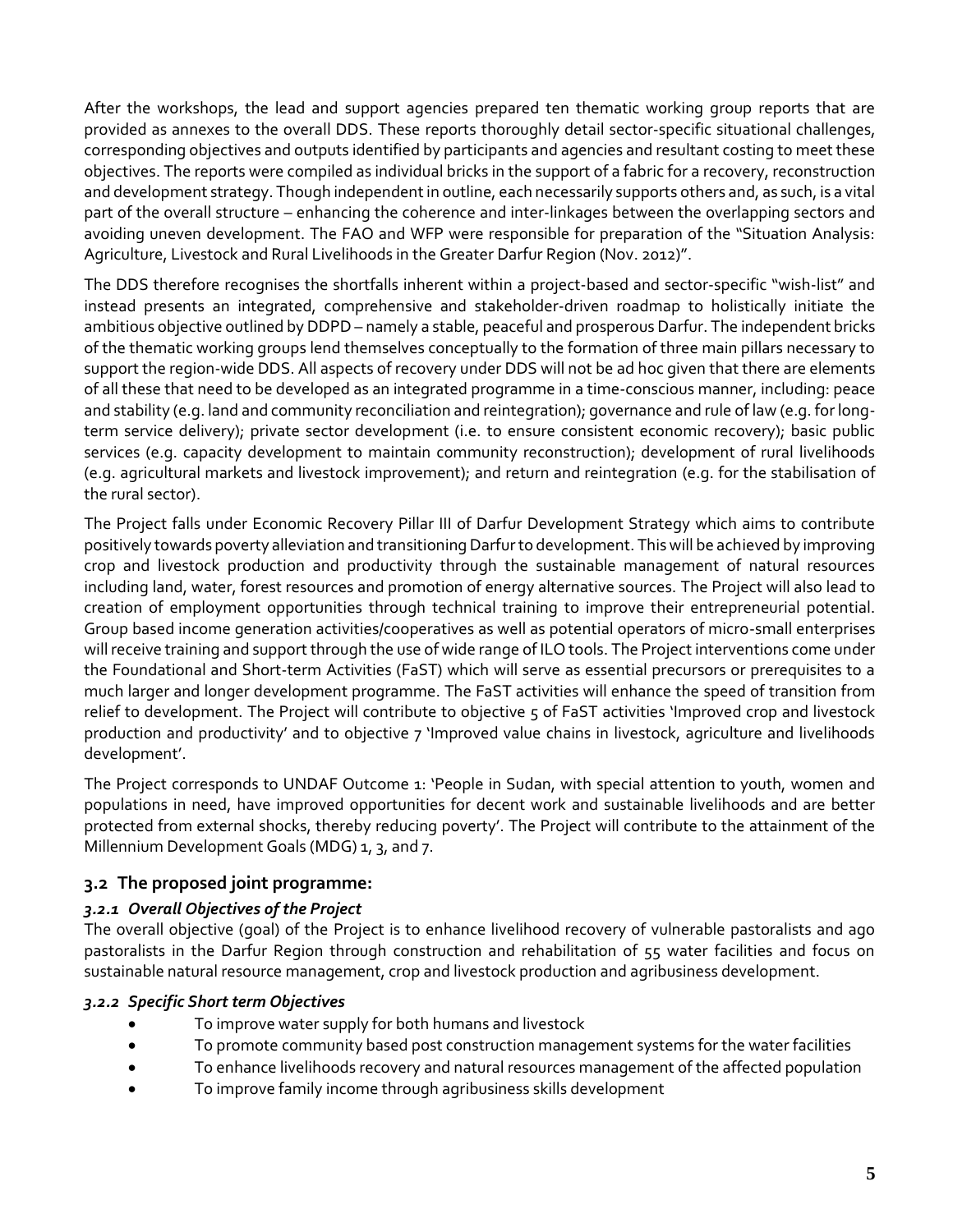After the workshops, the lead and support agencies prepared ten thematic working group reports that are provided as annexes to the overall DDS. These reports thoroughly detail sector-specific situational challenges, corresponding objectives and outputs identified by participants and agencies and resultant costing to meet these objectives. The reports were compiled as individual bricks in the support of a fabric for a recovery, reconstruction and development strategy. Though independent in outline, each necessarily supports others and, as such, is a vital part of the overall structure – enhancing the coherence and inter-linkages between the overlapping sectors and avoiding uneven development. The FAO and WFP were responsible for preparation of the "Situation Analysis: Agriculture, Livestock and Rural Livelihoods in the Greater Darfur Region (Nov. 2012)".

The DDS therefore recognises the shortfalls inherent within a project-based and sector-specific "wish-list" and instead presents an integrated, comprehensive and stakeholder-driven roadmap to holistically initiate the ambitious objective outlined by DDPD – namely a stable, peaceful and prosperous Darfur. The independent bricks of the thematic working groups lend themselves conceptually to the formation of three main pillars necessary to support the region-wide DDS. All aspects of recovery under DDS will not be ad hoc given that there are elements of all these that need to be developed as an integrated programme in a time-conscious manner, including: peace and stability (e.g. land and community reconciliation and reintegration); governance and rule of law (e.g. for long-term service delivery); private sector development (i.e. to ensure consistent economic recovery); basic public services (e.g. capacity development to maintain community reconstruction); development of rural livelihoods (e.g. agricultural markets and livestock improvement); and return and reintegration (e.g. for the stabilisation of the rural sector).

The Project falls under Economic Recovery Pillar III of Darfur Development Strategy which aims to contribute positively towards poverty alleviation and transitioning Darfur to development. This will be achieved by improving crop and livestock production and productivity through the sustainable management of natural resources including land, water, forest resources and promotion of energy alternative sources. The Project will also lead to creation of employment opportunities through technical training to improve their entrepreneurial potential. Group based income generation activities/cooperatives as well as potential operators of micro-small enterprises will receive training and support through the use of wide range of ILO tools. The Project interventions come under the Foundational and Short-term Activities (FaST) which will serve as essential precursors or prerequisites to a much larger and longer development programme. The FaST activities will enhance the speed of transition from relief to development. The Project will contribute to objective 5 of FaST activities 'Improved crop and livestock production and productivity' and to objective 7 'Improved value chains in livestock, agriculture and livelihoods development'.

The Project corresponds to UNDAF Outcome 1: 'People in Sudan, with special attention to youth, women and populations in need, have improved opportunities for decent work and sustainable livelihoods and are better protected from external shocks, thereby reducing poverty'. The Project will contribute to the attainment of the Millennium Development Goals (MDG) 1, 3, and 7.

## 3.2 The proposed joint programme:

### *3.2.1 Overall Objectives of the Project*

The overall objective (goal) of the Project is to enhance livelihood recovery of vulnerable pastoralists and ago pastoralists in the Darfur Region through construction and rehabilitation of 55 water facilities and focus on sustainable natural resource management, crop and livestock production and agribusiness development.

### *3.2.2 Specific Short term Objectives*

- To improve water supply for both humans and livestock
- To promote community based post construction management systems for the water facilities
- To enhance livelihoods recovery and natural resources management of the affected population
- To improve family income through agribusiness skills development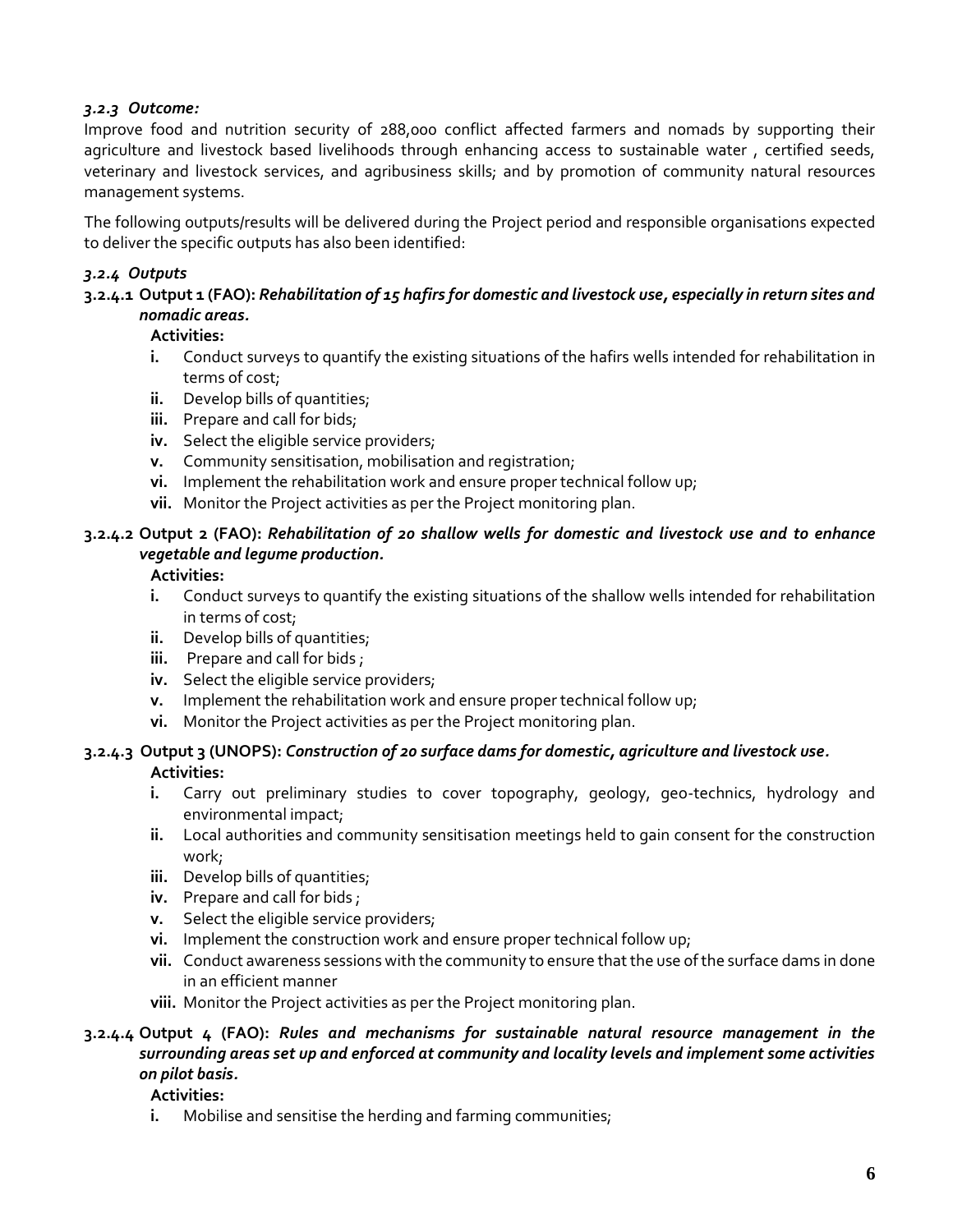### *3.2.3 Outcome:*

Improve food and nutrition security of 288,000 conflict affected farmers and nomads by supporting their agriculture and livestock based livelihoods through enhancing access to sustainable water , certified seeds, veterinary and livestock services, and agribusiness skills; and by promotion of community natural resources management systems.

The following outputs/results will be delivered during the Project period and responsible organisations expected to deliver the specific outputs has also been identified:

### *3.2.4 Outputs*

#### 3.2.4.1 Output 1 (FAO): *Rehabilitation of 15 hafirs for domestic and livestock use, especially in return sites and nomadic areas.*

**Activities:**

- **i.** Conduct surveys to quantify the existing situations of the hafirs wells intended for rehabilitation in terms of cost;
- **ii.** Develop bills of quantities;
- **iii.** Prepare and call for bids;
- **iv.** Select the eligible service providers;
- **v.** Community sensitisation, mobilisation and registration;
- **vi.** Implement the rehabilitation work and ensure proper technical follow up;
- **vii.** Monitor the Project activities as per the Project monitoring plan.

#### 3.2.4.2 Output 2 (FAO): *Rehabilitation of 20 shallow wells for domestic and livestock use and to enhance vegetable and legume production.*

**Activities:**

- **i.** Conduct surveys to quantify the existing situations of the shallow wells intended for rehabilitation in terms of cost;
- **ii.** Develop bills of quantities;
- **iii.** Prepare and call for bids ;
- **iv.** Select the eligible service providers;
- **v.** Implement the rehabilitation work and ensure proper technical follow up;
- **vi.** Monitor the Project activities as per the Project monitoring plan.

#### 3.2.4.3 Output 3 (UNOPS): *Construction of 20 surface dams for domestic, agriculture and livestock use.*

**Activities:**

- **i.** Carry out preliminary studies to cover topography, geology, geo-technics, hydrology and environmental impact;
- **ii.** Local authorities and community sensitisation meetings held to gain consent for the construction work;
- **iii.** Develop bills of quantities;
- **iv.** Prepare and call for bids ;
- **v.** Select the eligible service providers;
- **vi.** Implement the construction work and ensure proper technical follow up;
- **vii.** Conduct awareness sessions with the community to ensure that the use of the surface dams in done in an efficient manner
- **viii.** Monitor the Project activities as per the Project monitoring plan.

#### 3.2.4.4 Output 4 (FAO): *Rules and mechanisms for sustainable natural resource management in the surrounding areas set up and enforced at community and locality levels and implement some activities on pilot basis.*

**Activities:**

- **i.** Mobilise and sensitise the herding and farming communities;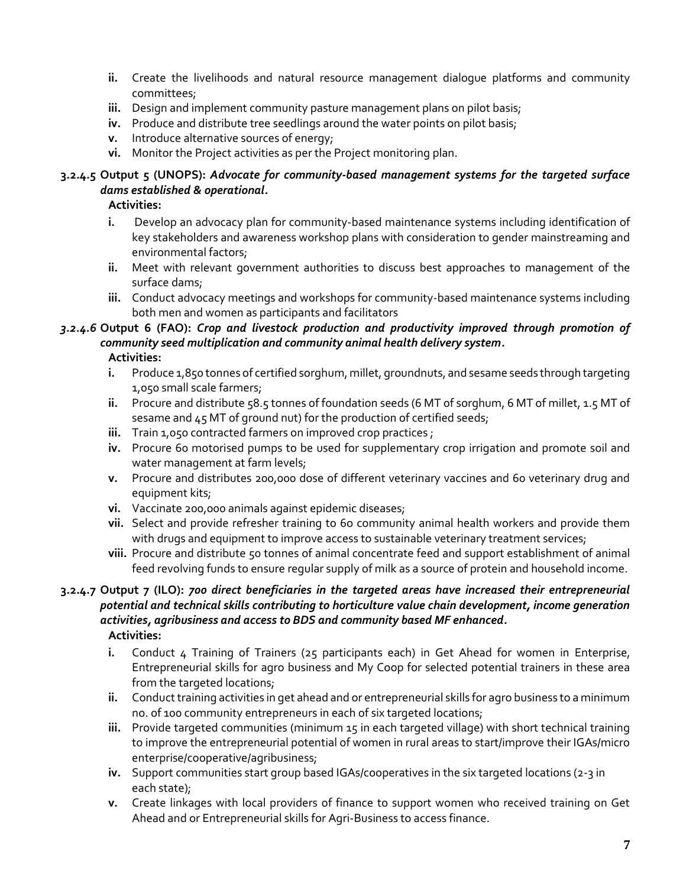- **ii.** Create the livelihoods and natural resource management dialogue platforms and community committees;
- **iii.** Design and implement community pasture management plans on pilot basis;
- **iv.** Produce and distribute tree seedlings around the water points on pilot basis;
- **v.** Introduce alternative sources of energy;
- **vi.** Monitor the Project activities as per the Project monitoring plan.

#### 3.2.4.5 Output 5 (UNOPS): *Advocate for community-based management systems for the targeted surface dams established & operational.*

**Activities:**

- **i.** Develop an advocacy plan for community-based maintenance systems including identification of key stakeholders and awareness workshop plans with consideration to gender mainstreaming and environmental factors;
- **ii.** Meet with relevant government authorities to discuss best approaches to management of the surface dams;
- **iii.** Conduct advocacy meetings and workshops for community-based maintenance systems including both men and women as participants and facilitators

#### *3.2.4.6* Output 6 (FAO): *Crop and livestock production and productivity improved through promotion of community seed multiplication and community animal health delivery system.*

**Activities:**

- **i.** Produce 1,850 tonnes of certified sorghum, millet, groundnuts, and sesame seeds through targeting 1,050 small scale farmers;
- **ii.** Procure and distribute 58.5 tonnes of foundation seeds (6 MT of sorghum, 6 MT of millet, 1.5 MT of sesame and 45 MT of ground nut) for the production of certified seeds;
- **iii.** Train 1,050 contracted farmers on improved crop practices ;
- **iv.** Procure 60 motorised pumps to be used for supplementary crop irrigation and promote soil and water management at farm levels;
- **v.** Procure and distributes 200,000 dose of different veterinary vaccines and 60 veterinary drug and equipment kits;
- **vi.** Vaccinate 200,000 animals against epidemic diseases;
- **vii.** Select and provide refresher training to 60 community animal health workers and provide them with drugs and equipment to improve access to sustainable veterinary treatment services;
- **viii.** Procure and distribute 50 tonnes of animal concentrate feed and support establishment of animal feed revolving funds to ensure regular supply of milk as a source of protein and household income.

#### 3.2.4.7 Output 7 (ILO): *700 direct beneficiaries in the targeted areas have increased their entrepreneurial potential and technical skills contributing to horticulture value chain development, income generation activities, agribusiness and access to BDS and community based MF enhanced.*

**Activities:**

- **i.** Conduct 4 Training of Trainers (25 participants each) in Get Ahead for women in Enterprise, Entrepreneurial skills for agro business and My Coop for selected potential trainers in these area from the targeted locations;
- **ii.** Conduct training activities in get ahead and or entrepreneurial skills for agro business to a minimum no. of 100 community entrepreneurs in each of six targeted locations;
- **iii.** Provide targeted communities (minimum 15 in each targeted village) with short technical training to improve the entrepreneurial potential of women in rural areas to start/improve their IGAs/micro enterprise/cooperative/agribusiness;
- **iv.** Support communities start group based IGAs/cooperatives in the six targeted locations (2-3 in each state);
- **v.** Create linkages with local providers of finance to support women who received training on Get Ahead and or Entrepreneurial skills for Agri-Business to access finance.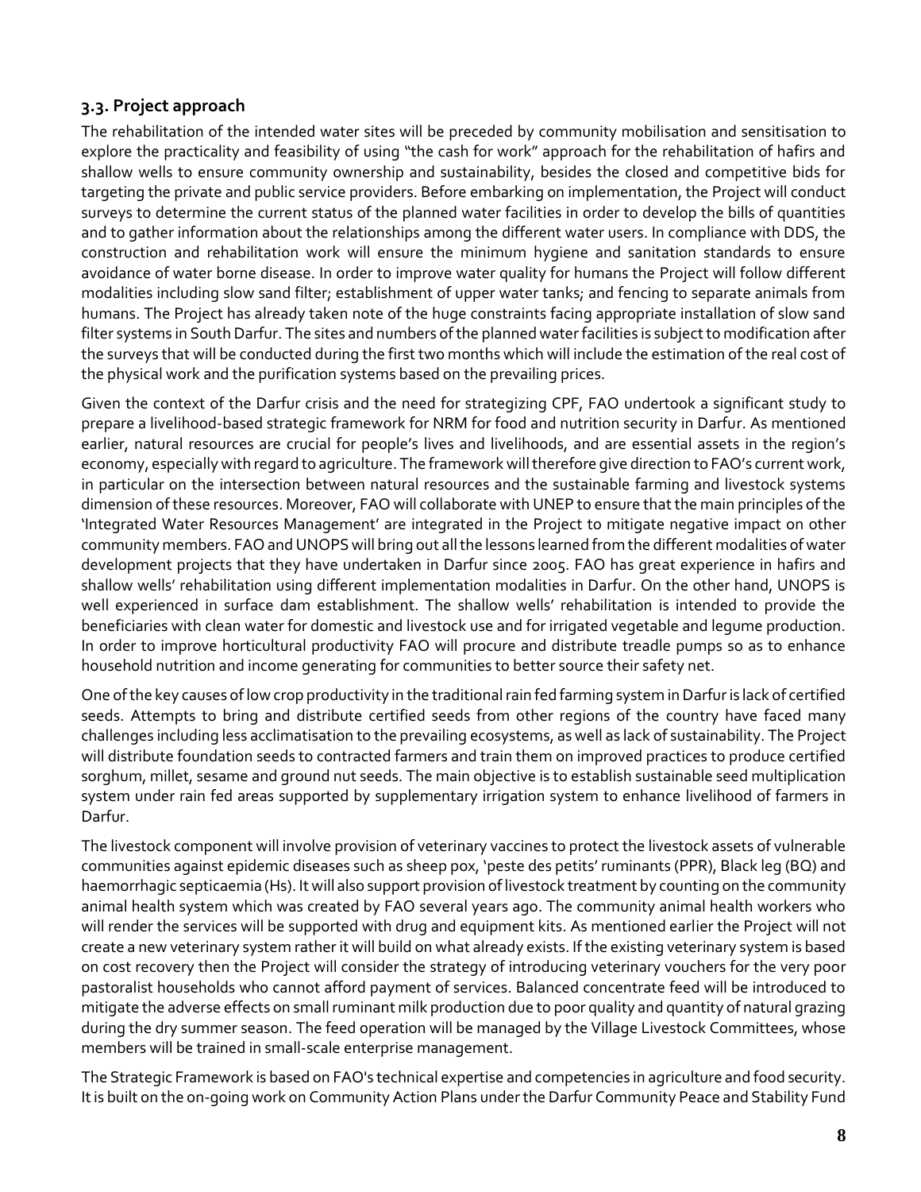### 3.3. Project approach

The rehabilitation of the intended water sites will be preceded by community mobilisation and sensitisation to explore the practicality and feasibility of using "the cash for work" approach for the rehabilitation of hafirs and shallow wells to ensure community ownership and sustainability, besides the closed and competitive bids for targeting the private and public service providers. Before embarking on implementation, the Project will conduct surveys to determine the current status of the planned water facilities in order to develop the bills of quantities and to gather information about the relationships among the different water users. In compliance with DDS, the construction and rehabilitation work will ensure the minimum hygiene and sanitation standards to ensure avoidance of water borne disease. In order to improve water quality for humans the Project will follow different modalities including slow sand filter; establishment of upper water tanks; and fencing to separate animals from humans. The Project has already taken note of the huge constraints facing appropriate installation of slow sand filter systems in South Darfur. The sites and numbers of the planned water facilities is subject to modification after the surveys that will be conducted during the first two months which will include the estimation of the real cost of the physical work and the purification systems based on the prevailing prices.

Given the context of the Darfur crisis and the need for strategizing CPF, FAO undertook a significant study to prepare a livelihood-based strategic framework for NRM for food and nutrition security in Darfur. As mentioned earlier, natural resources are crucial for people's lives and livelihoods, and are essential assets in the region's economy, especially with regard to agriculture. The framework will therefore give direction to FAO's current work, in particular on the intersection between natural resources and the sustainable farming and livestock systems dimension of these resources. Moreover, FAO will collaborate with UNEP to ensure that the main principles of the 'Integrated Water Resources Management' are integrated in the Project to mitigate negative impact on other community members. FAO and UNOPS will bring out all the lessons learned from the different modalities of water development projects that they have undertaken in Darfur since 2005. FAO has great experience in hafirs and shallow wells' rehabilitation using different implementation modalities in Darfur. On the other hand, UNOPS is well experienced in surface dam establishment. The shallow wells' rehabilitation is intended to provide the beneficiaries with clean water for domestic and livestock use and for irrigated vegetable and legume production. In order to improve horticultural productivity FAO will procure and distribute treadle pumps so as to enhance household nutrition and income generating for communities to better source their safety net.

One of the key causes of low crop productivity in the traditional rain fed farming system in Darfur is lack of certified seeds. Attempts to bring and distribute certified seeds from other regions of the country have faced many challenges including less acclimatisation to the prevailing ecosystems, as well as lack of sustainability. The Project will distribute foundation seeds to contracted farmers and train them on improved practices to produce certified sorghum, millet, sesame and ground nut seeds. The main objective is to establish sustainable seed multiplication system under rain fed areas supported by supplementary irrigation system to enhance livelihood of farmers in Darfur.

The livestock component will involve provision of veterinary vaccines to protect the livestock assets of vulnerable communities against epidemic diseases such as sheep pox, 'peste des petits' ruminants (PPR), Black leg (BQ) and haemorrhagic septicaemia (Hs). It will also support provision of livestock treatment by counting on the community animal health system which was created by FAO several years ago. The community animal health workers who will render the services will be supported with drug and equipment kits. As mentioned earlier the Project will not create a new veterinary system rather it will build on what already exists. If the existing veterinary system is based on cost recovery then the Project will consider the strategy of introducing veterinary vouchers for the very poor pastoralist households who cannot afford payment of services. Balanced concentrate feed will be introduced to mitigate the adverse effects on small ruminant milk production due to poor quality and quantity of natural grazing during the dry summer season. The feed operation will be managed by the Village Livestock Committees, whose members will be trained in small-scale enterprise management.

The Strategic Framework is based on FAO's technical expertise and competencies in agriculture and food security. It is built on the on-going work on Community Action Plans under the Darfur Community Peace and Stability Fund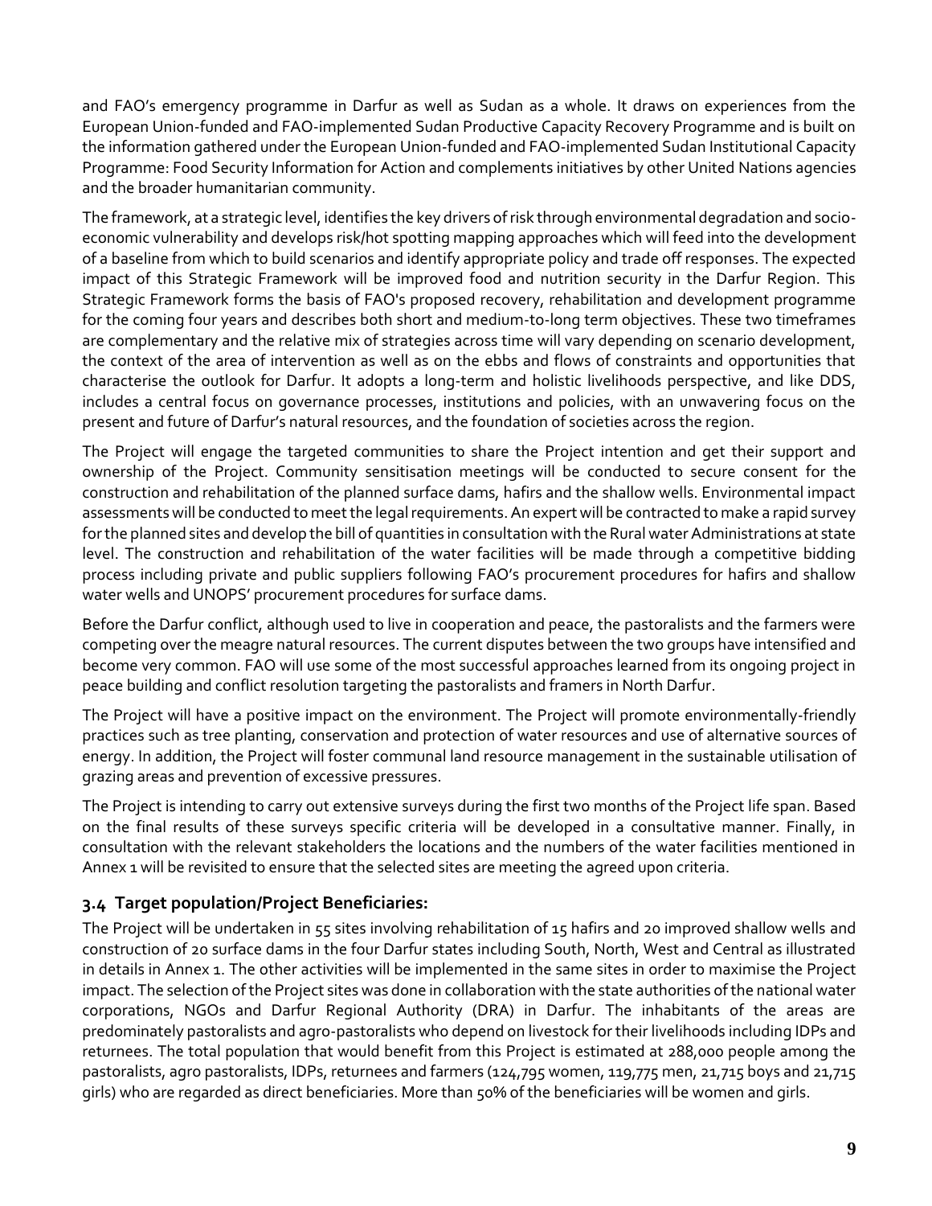and FAO's emergency programme in Darfur as well as Sudan as a whole. It draws on experiences from the European Union-funded and FAO-implemented Sudan Productive Capacity Recovery Programme and is built on the information gathered under the European Union-funded and FAO-implemented Sudan Institutional Capacity Programme: Food Security Information for Action and complements initiatives by other United Nations agencies and the broader humanitarian community.

The framework, at a strategic level, identifies the key drivers of risk through environmental degradation and socio-economic vulnerability and develops risk/hot spotting mapping approaches which will feed into the development of a baseline from which to build scenarios and identify appropriate policy and trade off responses. The expected impact of this Strategic Framework will be improved food and nutrition security in the Darfur Region. This Strategic Framework forms the basis of FAO's proposed recovery, rehabilitation and development programme for the coming four years and describes both short and medium-to-long term objectives. These two timeframes are complementary and the relative mix of strategies across time will vary depending on scenario development, the context of the area of intervention as well as on the ebbs and flows of constraints and opportunities that characterise the outlook for Darfur. It adopts a long-term and holistic livelihoods perspective, and like DDS, includes a central focus on governance processes, institutions and policies, with an unwavering focus on the present and future of Darfur's natural resources, and the foundation of societies across the region.

The Project will engage the targeted communities to share the Project intention and get their support and ownership of the Project. Community sensitisation meetings will be conducted to secure consent for the construction and rehabilitation of the planned surface dams, hafirs and the shallow wells. Environmental impact assessments will be conducted to meet the legal requirements. An expert will be contracted to make a rapid survey for the planned sites and develop the bill of quantities in consultation with the Rural water Administrations at state level. The construction and rehabilitation of the water facilities will be made through a competitive bidding process including private and public suppliers following FAO's procurement procedures for hafirs and shallow water wells and UNOPS' procurement procedures for surface dams.

Before the Darfur conflict, although used to live in cooperation and peace, the pastoralists and the farmers were competing over the meagre natural resources. The current disputes between the two groups have intensified and become very common. FAO will use some of the most successful approaches learned from its ongoing project in peace building and conflict resolution targeting the pastoralists and framers in North Darfur.

The Project will have a positive impact on the environment. The Project will promote environmentally-friendly practices such as tree planting, conservation and protection of water resources and use of alternative sources of energy. In addition, the Project will foster communal land resource management in the sustainable utilisation of grazing areas and prevention of excessive pressures.

The Project is intending to carry out extensive surveys during the first two months of the Project life span. Based on the final results of these surveys specific criteria will be developed in a consultative manner. Finally, in consultation with the relevant stakeholders the locations and the numbers of the water facilities mentioned in Annex 1 will be revisited to ensure that the selected sites are meeting the agreed upon criteria.

### 3.4 Target population/Project Beneficiaries:

The Project will be undertaken in 55 sites involving rehabilitation of 15 hafirs and 20 improved shallow wells and construction of 20 surface dams in the four Darfur states including South, North, West and Central as illustrated in details in Annex 1. The other activities will be implemented in the same sites in order to maximise the Project impact. The selection of the Project sites was done in collaboration with the state authorities of the national water corporations, NGOs and Darfur Regional Authority (DRA) in Darfur. The inhabitants of the areas are predominately pastoralists and agro-pastoralists who depend on livestock for their livelihoods including IDPs and returnees. The total population that would benefit from this Project is estimated at 288,000 people among the pastoralists, agro pastoralists, IDPs, returnees and farmers (124,795 women, 119,775 men, 21,715 boys and 21,715 girls) who are regarded as direct beneficiaries. More than 50% of the beneficiaries will be women and girls.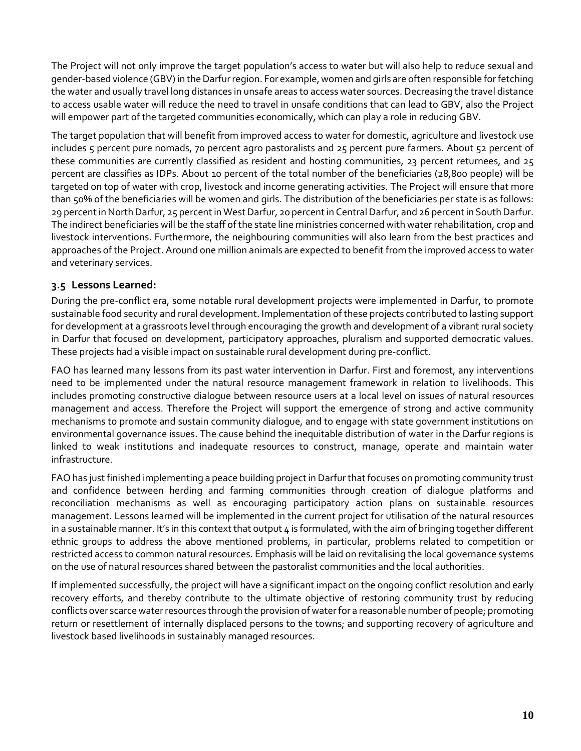The Project will not only improve the target population's access to water but will also help to reduce sexual and gender-based violence (GBV) in the Darfur region. For example, women and girls are often responsible for fetching the water and usually travel long distances in unsafe areas to access water sources. Decreasing the travel distance to access usable water will reduce the need to travel in unsafe conditions that can lead to GBV, also the Project will empower part of the targeted communities economically, which can play a role in reducing GBV.

The target population that will benefit from improved access to water for domestic, agriculture and livestock use includes 5 percent pure nomads, 70 percent agro pastoralists and 25 percent pure farmers. About 52 percent of these communities are currently classified as resident and hosting communities, 23 percent returnees, and 25 percent are classifies as IDPs. About 10 percent of the total number of the beneficiaries (28,800 people) will be targeted on top of water with crop, livestock and income generating activities. The Project will ensure that more than 50% of the beneficiaries will be women and girls. The distribution of the beneficiaries per state is as follows: 29 percent in North Darfur, 25 percent in West Darfur, 20 percent in Central Darfur, and 26 percent in South Darfur. The indirect beneficiaries will be the staff of the state line ministries concerned with water rehabilitation, crop and livestock interventions. Furthermore, the neighbouring communities will also learn from the best practices and approaches of the Project. Around one million animals are expected to benefit from the improved access to water and veterinary services.

### 3.5 Lessons Learned:

During the pre-conflict era, some notable rural development projects were implemented in Darfur, to promote sustainable food security and rural development. Implementation of these projects contributed to lasting support for development at a grassroots level through encouraging the growth and development of a vibrant rural society in Darfur that focused on development, participatory approaches, pluralism and supported democratic values. These projects had a visible impact on sustainable rural development during pre-conflict.

FAO has learned many lessons from its past water intervention in Darfur. First and foremost, any interventions need to be implemented under the natural resource management framework in relation to livelihoods. This includes promoting constructive dialogue between resource users at a local level on issues of natural resources management and access. Therefore the Project will support the emergence of strong and active community mechanisms to promote and sustain community dialogue, and to engage with state government institutions on environmental governance issues. The cause behind the inequitable distribution of water in the Darfur regions is linked to weak institutions and inadequate resources to construct, manage, operate and maintain water infrastructure.

FAO has just finished implementing a peace building project in Darfur that focuses on promoting community trust and confidence between herding and farming communities through creation of dialogue platforms and reconciliation mechanisms as well as encouraging participatory action plans on sustainable resources management. Lessons learned will be implemented in the current project for utilisation of the natural resources in a sustainable manner. It's in this context that output 4 is formulated, with the aim of bringing together different ethnic groups to address the above mentioned problems, in particular, problems related to competition or restricted access to common natural resources. Emphasis will be laid on revitalising the local governance systems on the use of natural resources shared between the pastoralist communities and the local authorities.

If implemented successfully, the project will have a significant impact on the ongoing conflict resolution and early recovery efforts, and thereby contribute to the ultimate objective of restoring community trust by reducing conflicts over scarce water resources through the provision of water for a reasonable number of people; promoting return or resettlement of internally displaced persons to the towns; and supporting recovery of agriculture and livestock based livelihoods in sustainably managed resources.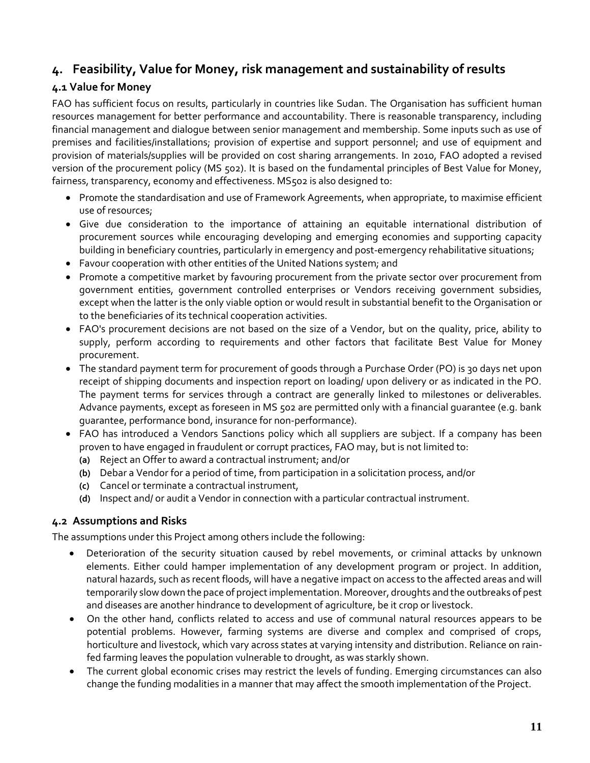# 4. Feasibility, Value for Money, risk management and sustainability of results

## 4.1 Value for Money

FAO has sufficient focus on results, particularly in countries like Sudan. The Organisation has sufficient human resources management for better performance and accountability. There is reasonable transparency, including financial management and dialogue between senior management and membership. Some inputs such as use of premises and facilities/installations; provision of expertise and support personnel; and use of equipment and provision of materials/supplies will be provided on cost sharing arrangements. In 2010, FAO adopted a revised version of the procurement policy (MS 502). It is based on the fundamental principles of Best Value for Money, fairness, transparency, economy and effectiveness. MS502 is also designed to:

- Promote the standardisation and use of Framework Agreements, when appropriate, to maximise efficient use of resources;
- Give due consideration to the importance of attaining an equitable international distribution of procurement sources while encouraging developing and emerging economies and supporting capacity building in beneficiary countries, particularly in emergency and post-emergency rehabilitative situations;
- Favour cooperation with other entities of the United Nations system; and
- Promote a competitive market by favouring procurement from the private sector over procurement from government entities, government controlled enterprises or Vendors receiving government subsidies, except when the latter is the only viable option or would result in substantial benefit to the Organisation or to the beneficiaries of its technical cooperation activities.
- FAO's procurement decisions are not based on the size of a Vendor, but on the quality, price, ability to supply, perform according to requirements and other factors that facilitate Best Value for Money procurement.
- The standard payment term for procurement of goods through a Purchase Order (PO) is 30 days net upon receipt of shipping documents and inspection report on loading/ upon delivery or as indicated in the PO. The payment terms for services through a contract are generally linked to milestones or deliverables. Advance payments, except as foreseen in MS 502 are permitted only with a financial guarantee (e.g. bank guarantee, performance bond, insurance for non-performance).
- FAO has introduced a Vendors Sanctions policy which all suppliers are subject. If a company has been proven to have engaged in fraudulent or corrupt practices, FAO may, but is not limited to:
  - **(a)** Reject an Offer to award a contractual instrument; and/or
  - **(b)** Debar a Vendor for a period of time, from participation in a solicitation process, and/or
  - **(c)** Cancel or terminate a contractual instrument,
  - **(d)** Inspect and/ or audit a Vendor in connection with a particular contractual instrument.

## 4.2 Assumptions and Risks

The assumptions under this Project among others include the following:

- Deterioration of the security situation caused by rebel movements, or criminal attacks by unknown elements. Either could hamper implementation of any development program or project. In addition, natural hazards, such as recent floods, will have a negative impact on access to the affected areas and will temporarily slow down the pace of project implementation. Moreover, droughts and the outbreaks of pest and diseases are another hindrance to development of agriculture, be it crop or livestock.
- On the other hand, conflicts related to access and use of communal natural resources appears to be potential problems. However, farming systems are diverse and complex and comprised of crops, horticulture and livestock, which vary across states at varying intensity and distribution. Reliance on rain-fed farming leaves the population vulnerable to drought, as was starkly shown.
- The current global economic crises may restrict the levels of funding. Emerging circumstances can also change the funding modalities in a manner that may affect the smooth implementation of the Project.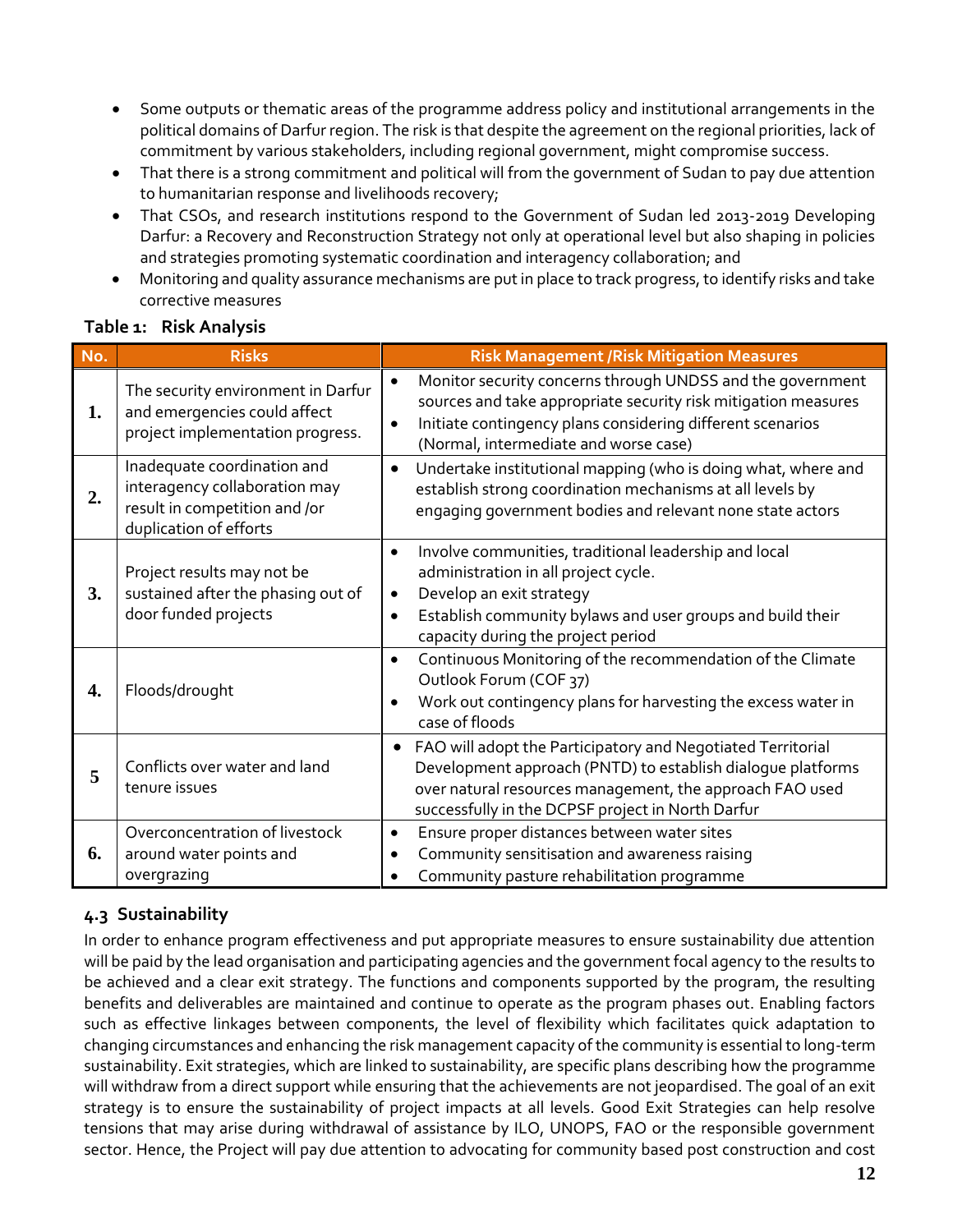- Some outputs or thematic areas of the programme address policy and institutional arrangements in the political domains of Darfur region. The risk is that despite the agreement on the regional priorities, lack of commitment by various stakeholders, including regional government, might compromise success.
- That there is a strong commitment and political will from the government of Sudan to pay due attention to humanitarian response and livelihoods recovery;
- That CSOs, and research institutions respond to the Government of Sudan led 2013-2019 Developing Darfur: a Recovery and Reconstruction Strategy not only at operational level but also shaping in policies and strategies promoting systematic coordination and interagency collaboration; and
- Monitoring and quality assurance mechanisms are put in place to track progress, to identify risks and take corrective measures

**Table 1: Risk Analysis**

| No. | Risks | Risk Management /Risk Mitigation Measures |
|---|---|---|
| 1. | The security environment in Darfur and emergencies could affect project implementation progress. | • Monitor security concerns through UNDSS and the government sources and take appropriate security risk mitigation measures<br>• Initiate contingency plans considering different scenarios (Normal, intermediate and worse case) |
| 2. | Inadequate coordination and interagency collaboration may result in competition and /or duplication of efforts | • Undertake institutional mapping (who is doing what, where and establish strong coordination mechanisms at all levels by engaging government bodies and relevant none state actors |
| 3. | Project results may not be sustained after the phasing out of door funded projects | • Involve communities, traditional leadership and local administration in all project cycle.<br>• Develop an exit strategy<br>• Establish community bylaws and user groups and build their capacity during the project period |
| 4. | Floods/drought | • Continuous Monitoring of the recommendation of the Climate Outlook Forum (COF 37)<br>• Work out contingency plans for harvesting the excess water in case of floods |
| 5 | Conflicts over water and land tenure issues | • FAO will adopt the Participatory and Negotiated Territorial Development approach (PNTD) to establish dialogue platforms over natural resources management, the approach FAO used successfully in the DCPSF project in North Darfur |
| 6. | Overconcentration of livestock around water points and overgrazing | • Ensure proper distances between water sites<br>• Community sensitisation and awareness raising<br>• Community pasture rehabilitation programme |

### 4.3 Sustainability

In order to enhance program effectiveness and put appropriate measures to ensure sustainability due attention will be paid by the lead organisation and participating agencies and the government focal agency to the results to be achieved and a clear exit strategy. The functions and components supported by the program, the resulting benefits and deliverables are maintained and continue to operate as the program phases out. Enabling factors such as effective linkages between components, the level of flexibility which facilitates quick adaptation to changing circumstances and enhancing the risk management capacity of the community is essential to long-term sustainability. Exit strategies, which are linked to sustainability, are specific plans describing how the programme will withdraw from a direct support while ensuring that the achievements are not jeopardised. The goal of an exit strategy is to ensure the sustainability of project impacts at all levels. Good Exit Strategies can help resolve tensions that may arise during withdrawal of assistance by ILO, UNOPS, FAO or the responsible government sector. Hence, the Project will pay due attention to advocating for community based post construction and cost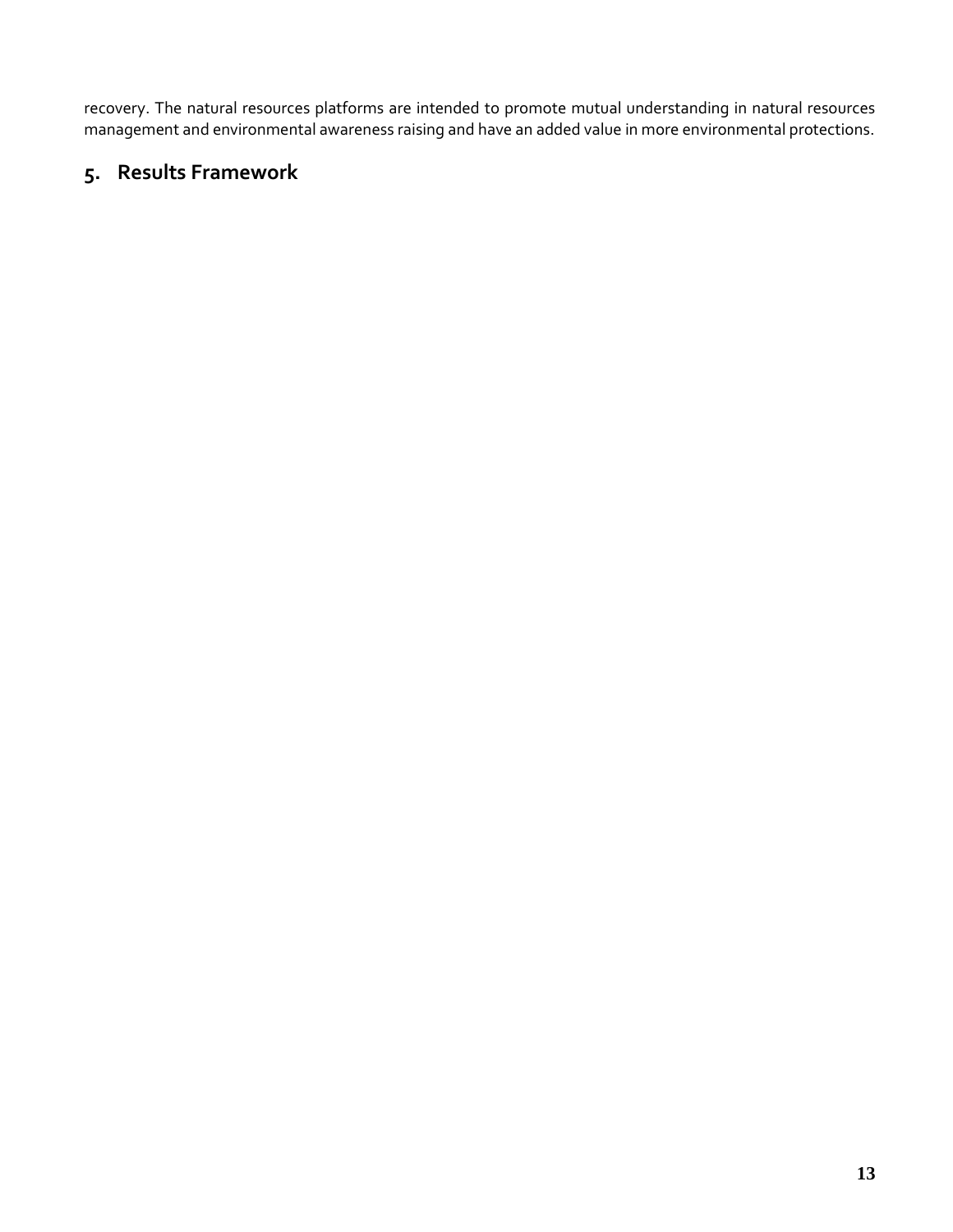recovery. The natural resources platforms are intended to promote mutual understanding in natural resources management and environmental awareness raising and have an added value in more environmental protections.

## 5. Results Framework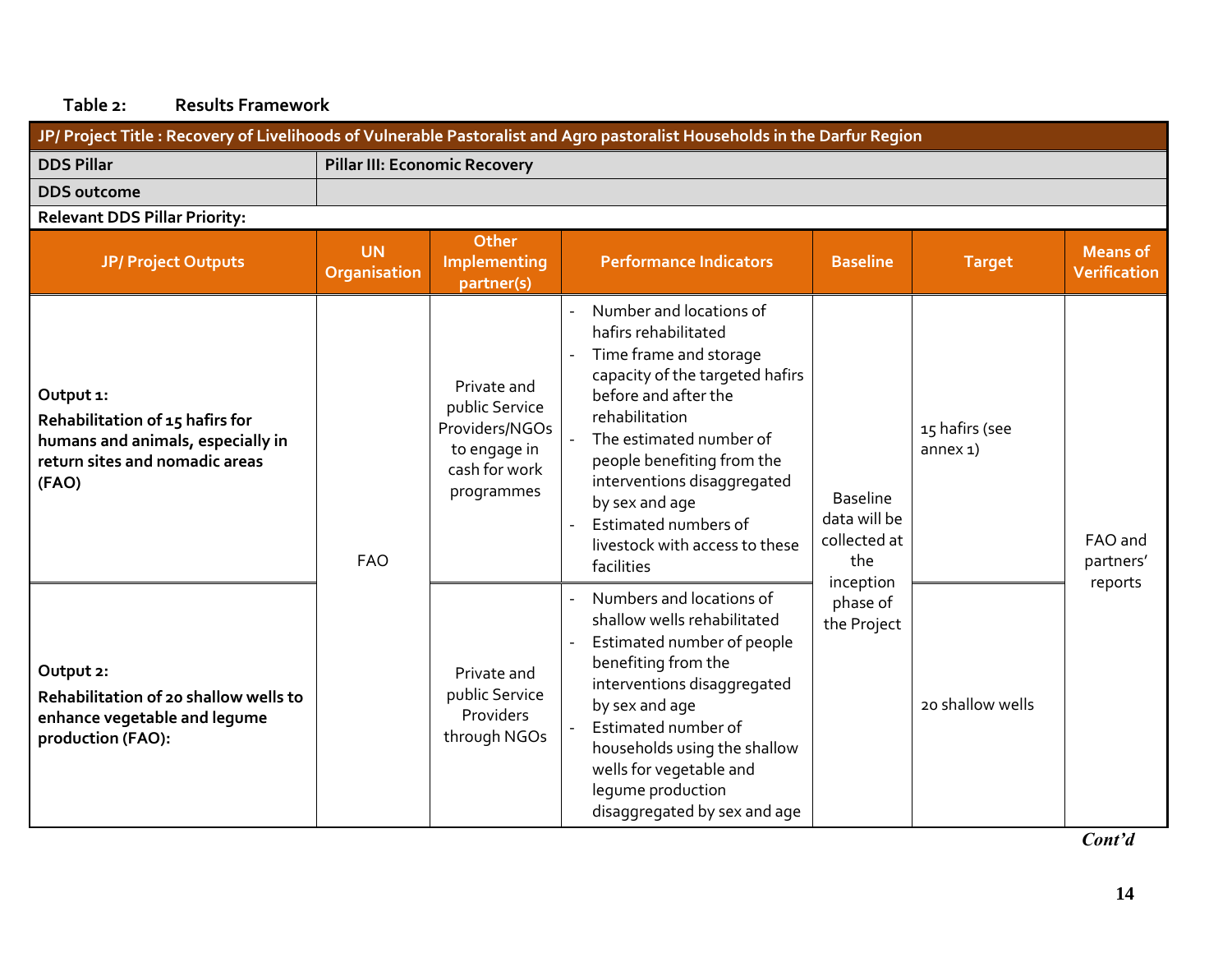**Table 2: Results Framework**

| JP/ Project Title : Recovery of Livelihoods of Vulnerable Pastoralist and Agro pastoralist Households in the Darfur Region | | | | | | |
|---|---|---|---|---|---|---|
| **DDS Pillar** | **Pillar III: Economic Recovery** | | | | | |
| **DDS outcome** | | | | | | |
| **Relevant DDS Pillar Priority:** | | | | | | |
| **JP/ Project Outputs** | **UN Organisation** | **Other Implementing partner(s)** | **Performance Indicators** | **Baseline** | **Target** | **Means of Verification** |
| **Output 1:** **Rehabilitation of 15 hafirs for humans and animals, especially in return sites and nomadic areas (FAO)** | FAO | Private and public Service Providers/NGOs to engage in cash for work programmes | - Number and locations of hafirs rehabilitated<br>- Time frame and storage capacity of the targeted hafirs before and after the rehabilitation<br>- The estimated number of people benefiting from the interventions disaggregated by sex and age<br>- Estimated numbers of livestock with access to these facilities | Baseline data will be collected at the inception phase of the Project | 15 hafirs (see annex 1) | FAO and partners' reports |
| **Output 2:** **Rehabilitation of 20 shallow wells to enhance vegetable and legume production (FAO):** | | Private and public Service Providers through NGOs | - Numbers and locations of shallow wells rehabilitated<br>- Estimated number of people benefiting from the interventions disaggregated by sex and age<br>- Estimated number of households using the shallow wells for vegetable and legume production disaggregated by sex and age | | 20 shallow wells | |

***Cont'd***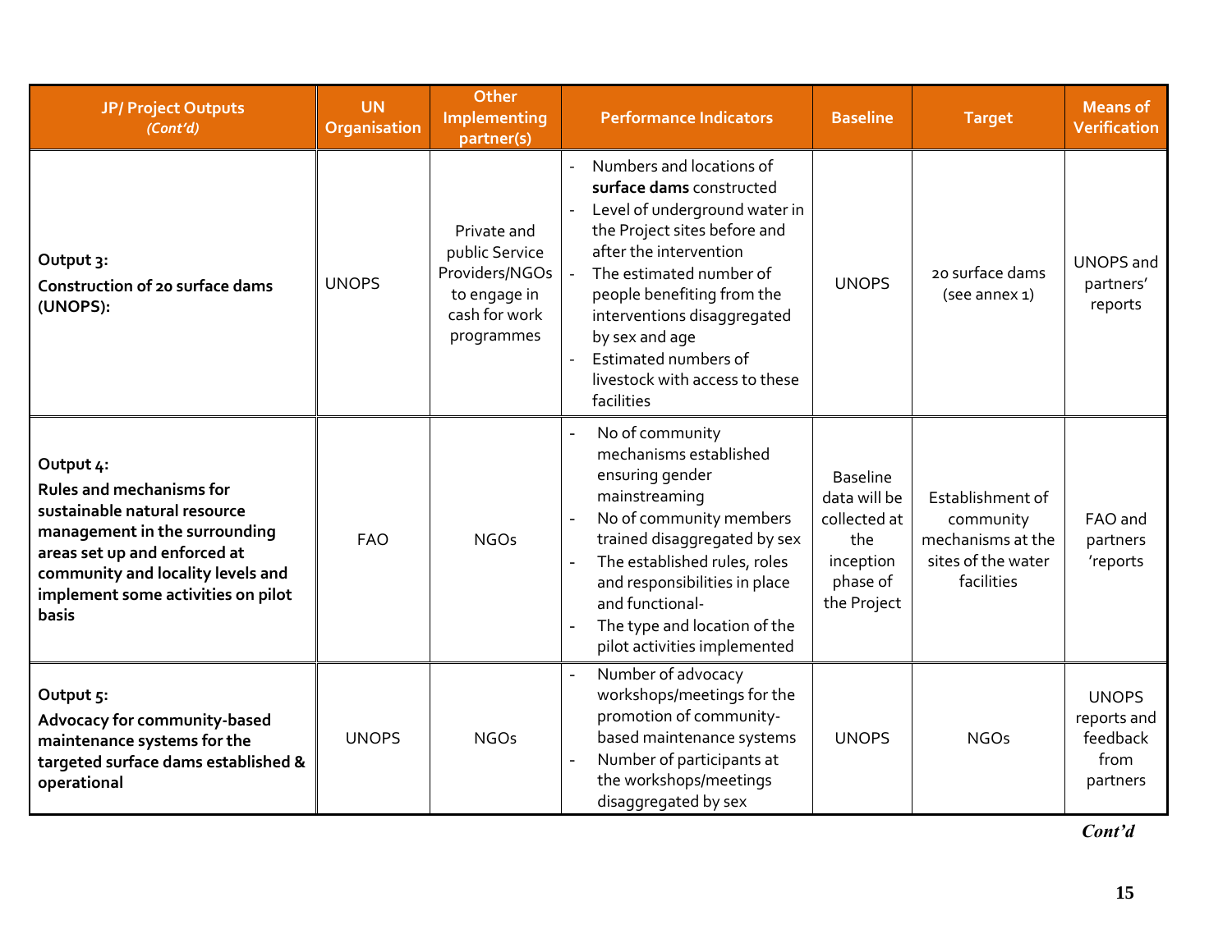| JP/ Project Outputs *(Cont'd)* | UN Organisation | Other Implementing partner(s) | Performance Indicators | Baseline | Target | Means of Verification |
|---|---|---|---|---|---|---|
| **Output 3:** **Construction of 20 surface dams (UNOPS):** | UNOPS | Private and public Service Providers/NGOs to engage in cash for work programmes | - Numbers and locations of **surface dams** constructed<br>- Level of underground water in the Project sites before and after the intervention<br>- The estimated number of people benefiting from the interventions disaggregated by sex and age<br>- Estimated numbers of livestock with access to these facilities | UNOPS | 20 surface dams (see annex 1) | UNOPS and partners' reports |
| **Output 4:** **Rules and mechanisms for sustainable natural resource management in the surrounding areas set up and enforced at community and locality levels and implement some activities on pilot basis** | FAO | NGOs | - No of community mechanisms established ensuring gender mainstreaming<br>- No of community members trained disaggregated by sex<br>- The established rules, roles and responsibilities in place and functional-<br>- The type and location of the pilot activities implemented | Baseline data will be collected at the inception phase of the Project | Establishment of community mechanisms at the sites of the water facilities | FAO and partners 'reports |
| **Output 5:** **Advocacy for community-based maintenance systems for the targeted surface dams established & operational** | UNOPS | NGOs | - Number of advocacy workshops/meetings for the promotion of community-based maintenance systems<br>- Number of participants at the workshops/meetings disaggregated by sex | UNOPS | NGOs | UNOPS reports and feedback from partners |

***Cont'd***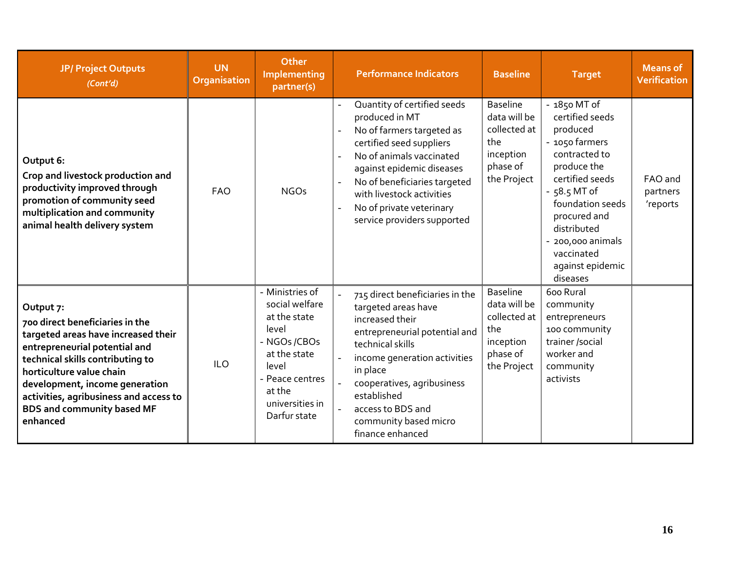| JP/ Project Outputs *(Cont'd)* | UN Organisation | Other Implementing partner(s) | Performance Indicators | Baseline | Target | Means of Verification |
|---|---|---|---|---|---|---|
| **Output 6:** **Crop and livestock production and productivity improved through promotion of community seed multiplication and community animal health delivery system** | FAO | NGOs | - Quantity of certified seeds produced in MT<br>- No of farmers targeted as certified seed suppliers<br>- No of animals vaccinated against epidemic diseases<br>- No of beneficiaries targeted with livestock activities<br>- No of private veterinary service providers supported | Baseline data will be collected at the inception phase of the Project | - 1850 MT of certified seeds produced<br>- 1050 farmers contracted to produce the certified seeds<br>- 58.5 MT of foundation seeds procured and distributed<br>- 200,000 animals vaccinated against epidemic diseases | FAO and partners 'reports |
| **Output 7:** **700 direct beneficiaries in the targeted areas have increased their entrepreneurial potential and technical skills contributing to horticulture value chain development, income generation activities, agribusiness and access to BDS and community based MF enhanced** | ILO | - Ministries of social welfare at the state level<br>- NGOs /CBOs at the state level<br>- Peace centres at the universities in Darfur state | - 715 direct beneficiaries in the targeted areas have increased their entrepreneurial potential and technical skills<br>- income generation activities in place<br>- cooperatives, agribusiness established<br>- access to BDS and community based micro finance enhanced | Baseline data will be collected at the inception phase of the Project | 600 Rural community entrepreneurs 100 community trainer /social worker and community activists | |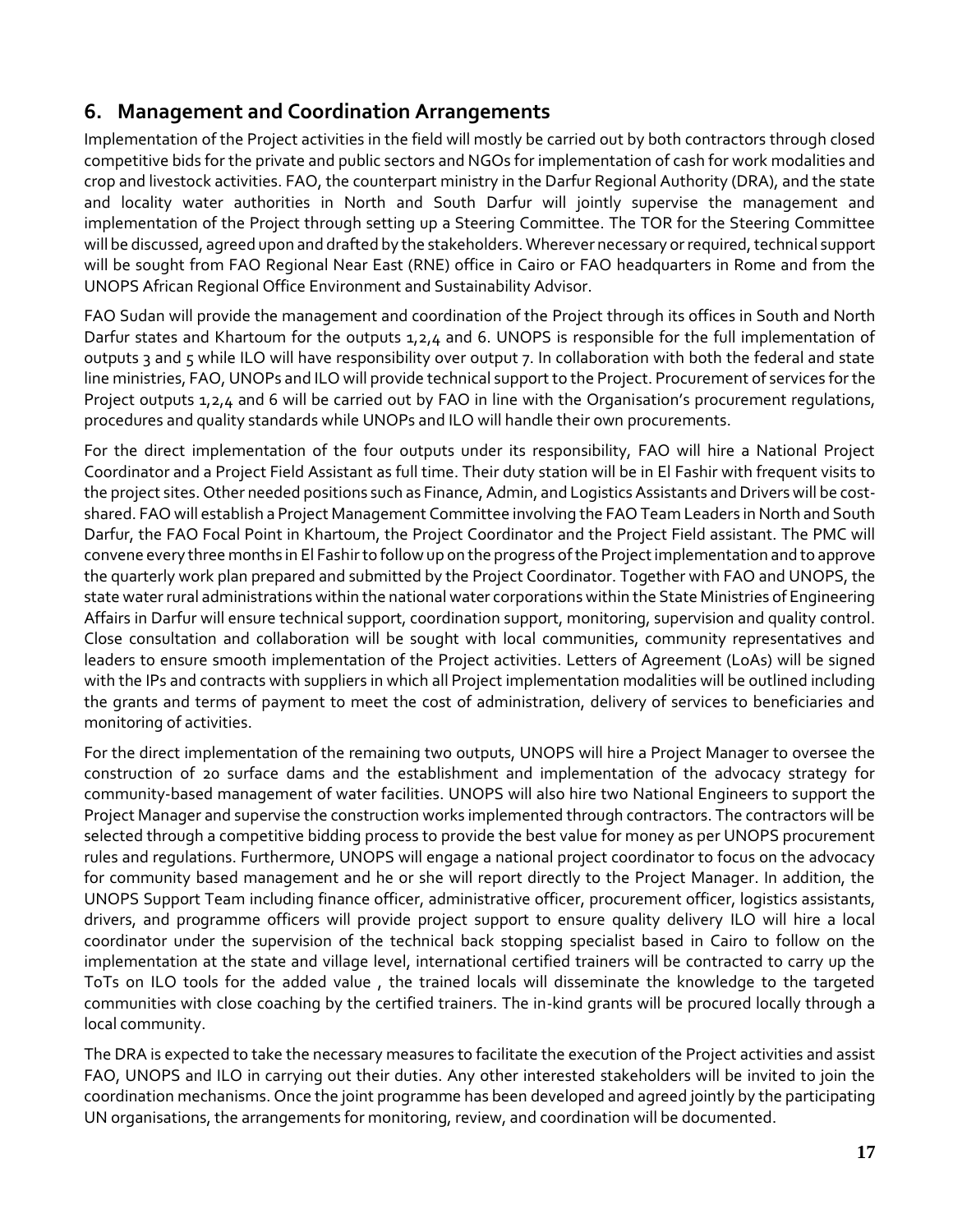## 6. Management and Coordination Arrangements

Implementation of the Project activities in the field will mostly be carried out by both contractors through closed competitive bids for the private and public sectors and NGOs for implementation of cash for work modalities and crop and livestock activities. FAO, the counterpart ministry in the Darfur Regional Authority (DRA), and the state and locality water authorities in North and South Darfur will jointly supervise the management and implementation of the Project through setting up a Steering Committee. The TOR for the Steering Committee will be discussed, agreed upon and drafted by the stakeholders. Wherever necessary or required, technical support will be sought from FAO Regional Near East (RNE) office in Cairo or FAO headquarters in Rome and from the UNOPS African Regional Office Environment and Sustainability Advisor.

FAO Sudan will provide the management and coordination of the Project through its offices in South and North Darfur states and Khartoum for the outputs 1,2,4 and 6. UNOPS is responsible for the full implementation of outputs 3 and 5 while ILO will have responsibility over output 7. In collaboration with both the federal and state line ministries, FAO, UNOPs and ILO will provide technical support to the Project. Procurement of services for the Project outputs 1,2,4 and 6 will be carried out by FAO in line with the Organisation's procurement regulations, procedures and quality standards while UNOPs and ILO will handle their own procurements.

For the direct implementation of the four outputs under its responsibility, FAO will hire a National Project Coordinator and a Project Field Assistant as full time. Their duty station will be in El Fashir with frequent visits to the project sites. Other needed positions such as Finance, Admin, and Logistics Assistants and Drivers will be cost-shared. FAO will establish a Project Management Committee involving the FAO Team Leaders in North and South Darfur, the FAO Focal Point in Khartoum, the Project Coordinator and the Project Field assistant. The PMC will convene every three months in El Fashir to follow up on the progress of the Project implementation and to approve the quarterly work plan prepared and submitted by the Project Coordinator. Together with FAO and UNOPS, the state water rural administrations within the national water corporations within the State Ministries of Engineering Affairs in Darfur will ensure technical support, coordination support, monitoring, supervision and quality control. Close consultation and collaboration will be sought with local communities, community representatives and leaders to ensure smooth implementation of the Project activities. Letters of Agreement (LoAs) will be signed with the IPs and contracts with suppliers in which all Project implementation modalities will be outlined including the grants and terms of payment to meet the cost of administration, delivery of services to beneficiaries and monitoring of activities.

For the direct implementation of the remaining two outputs, UNOPS will hire a Project Manager to oversee the construction of 20 surface dams and the establishment and implementation of the advocacy strategy for community-based management of water facilities. UNOPS will also hire two National Engineers to support the Project Manager and supervise the construction works implemented through contractors. The contractors will be selected through a competitive bidding process to provide the best value for money as per UNOPS procurement rules and regulations. Furthermore, UNOPS will engage a national project coordinator to focus on the advocacy for community based management and he or she will report directly to the Project Manager. In addition, the UNOPS Support Team including finance officer, administrative officer, procurement officer, logistics assistants, drivers, and programme officers will provide project support to ensure quality delivery ILO will hire a local coordinator under the supervision of the technical back stopping specialist based in Cairo to follow on the implementation at the state and village level, international certified trainers will be contracted to carry up the ToTs on ILO tools for the added value , the trained locals will disseminate the knowledge to the targeted communities with close coaching by the certified trainers. The in-kind grants will be procured locally through a local community.

The DRA is expected to take the necessary measures to facilitate the execution of the Project activities and assist FAO, UNOPS and ILO in carrying out their duties. Any other interested stakeholders will be invited to join the coordination mechanisms. Once the joint programme has been developed and agreed jointly by the participating UN organisations, the arrangements for monitoring, review, and coordination will be documented.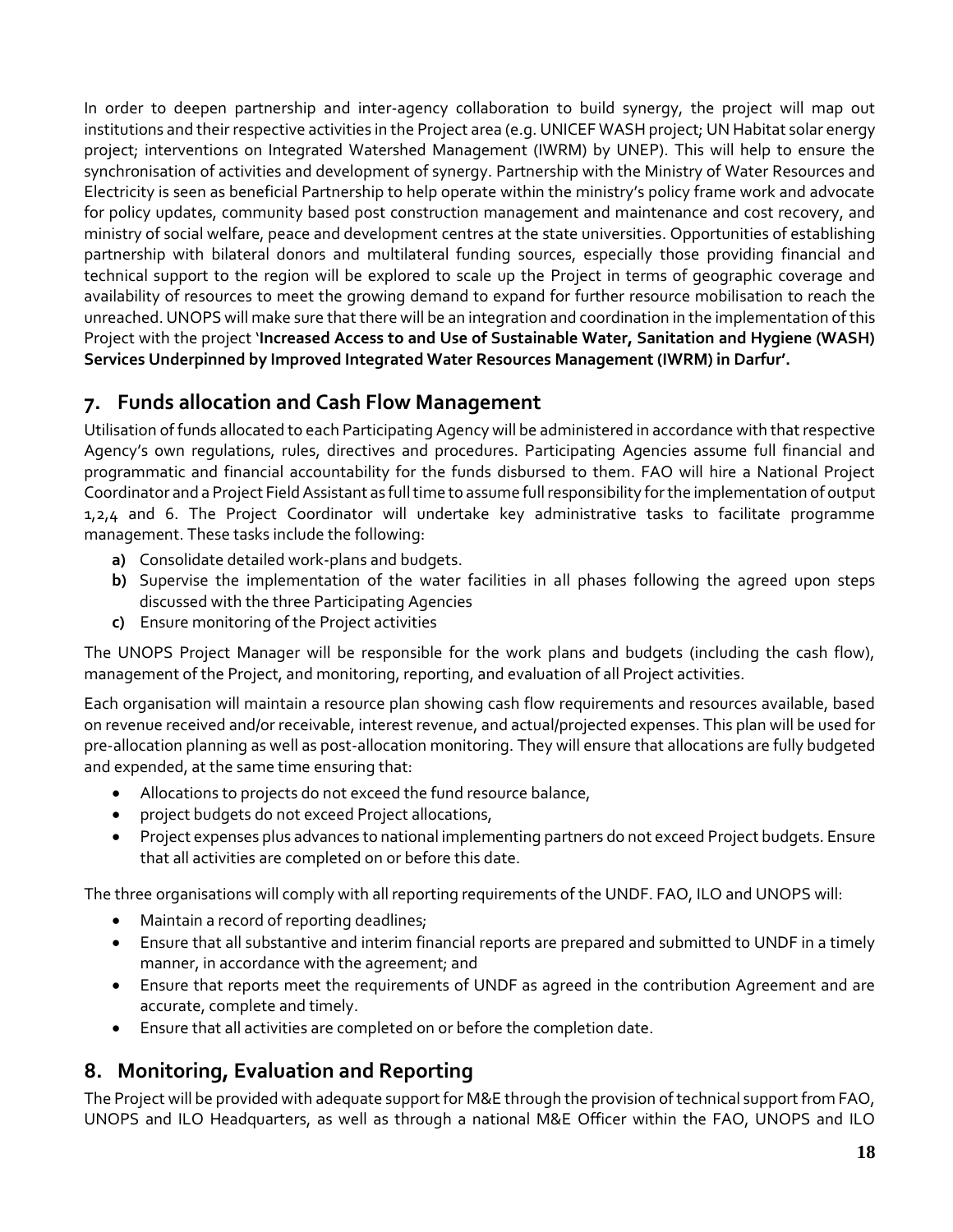In order to deepen partnership and inter-agency collaboration to build synergy, the project will map out institutions and their respective activities in the Project area (e.g. UNICEF WASH project; UN Habitat solar energy project; interventions on Integrated Watershed Management (IWRM) by UNEP). This will help to ensure the synchronisation of activities and development of synergy. Partnership with the Ministry of Water Resources and Electricity is seen as beneficial Partnership to help operate within the ministry's policy frame work and advocate for policy updates, community based post construction management and maintenance and cost recovery, and ministry of social welfare, peace and development centres at the state universities. Opportunities of establishing partnership with bilateral donors and multilateral funding sources, especially those providing financial and technical support to the region will be explored to scale up the Project in terms of geographic coverage and availability of resources to meet the growing demand to expand for further resource mobilisation to reach the unreached. UNOPS will make sure that there will be an integration and coordination in the implementation of this Project with the project '**Increased Access to and Use of Sustainable Water, Sanitation and Hygiene (WASH) Services Underpinned by Improved Integrated Water Resources Management (IWRM) in Darfur'.**

## 7. Funds allocation and Cash Flow Management

Utilisation of funds allocated to each Participating Agency will be administered in accordance with that respective Agency's own regulations, rules, directives and procedures. Participating Agencies assume full financial and programmatic and financial accountability for the funds disbursed to them. FAO will hire a National Project Coordinator and a Project Field Assistant as full time to assume full responsibility for the implementation of output 1,2,4 and 6. The Project Coordinator will undertake key administrative tasks to facilitate programme management. These tasks include the following:

- **a)** Consolidate detailed work-plans and budgets.
- **b)** Supervise the implementation of the water facilities in all phases following the agreed upon steps discussed with the three Participating Agencies
- **c)** Ensure monitoring of the Project activities

The UNOPS Project Manager will be responsible for the work plans and budgets (including the cash flow), management of the Project, and monitoring, reporting, and evaluation of all Project activities.

Each organisation will maintain a resource plan showing cash flow requirements and resources available, based on revenue received and/or receivable, interest revenue, and actual/projected expenses. This plan will be used for pre-allocation planning as well as post-allocation monitoring. They will ensure that allocations are fully budgeted and expended, at the same time ensuring that:

- Allocations to projects do not exceed the fund resource balance,
- project budgets do not exceed Project allocations,
- Project expenses plus advances to national implementing partners do not exceed Project budgets. Ensure that all activities are completed on or before this date.

The three organisations will comply with all reporting requirements of the UNDF. FAO, ILO and UNOPS will:

- Maintain a record of reporting deadlines;
- Ensure that all substantive and interim financial reports are prepared and submitted to UNDF in a timely manner, in accordance with the agreement; and
- Ensure that reports meet the requirements of UNDF as agreed in the contribution Agreement and are accurate, complete and timely.
- Ensure that all activities are completed on or before the completion date.

## 8. Monitoring, Evaluation and Reporting

The Project will be provided with adequate support for M&E through the provision of technical support from FAO, UNOPS and ILO Headquarters, as well as through a national M&E Officer within the FAO, UNOPS and ILO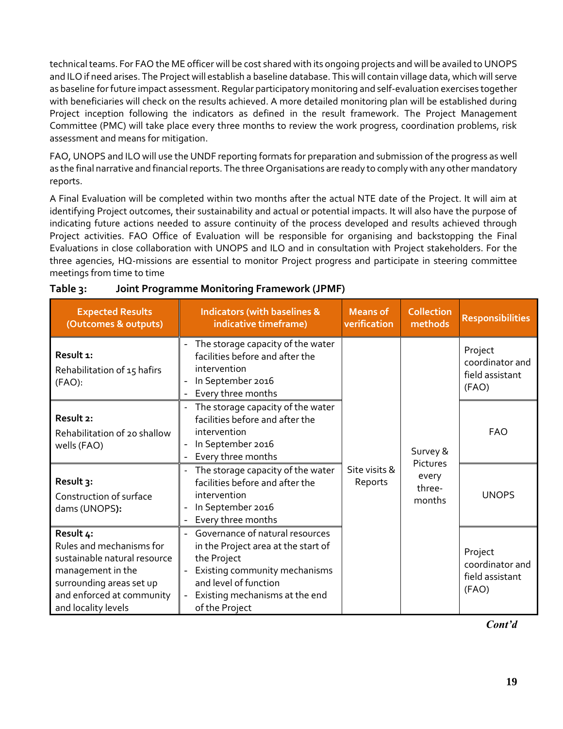technical teams. For FAO the ME officer will be cost shared with its ongoing projects and will be availed to UNOPS and ILO if need arises. The Project will establish a baseline database. This will contain village data, which will serve as baseline for future impact assessment. Regular participatory monitoring and self-evaluation exercises together with beneficiaries will check on the results achieved. A more detailed monitoring plan will be established during Project inception following the indicators as defined in the result framework. The Project Management Committee (PMC) will take place every three months to review the work progress, coordination problems, risk assessment and means for mitigation.

FAO, UNOPS and ILO will use the UNDF reporting formats for preparation and submission of the progress as well as the final narrative and financial reports. The three Organisations are ready to comply with any other mandatory reports.

A Final Evaluation will be completed within two months after the actual NTE date of the Project. It will aim at identifying Project outcomes, their sustainability and actual or potential impacts. It will also have the purpose of indicating future actions needed to assure continuity of the process developed and results achieved through Project activities. FAO Office of Evaluation will be responsible for organising and backstopping the Final Evaluations in close collaboration with UNOPS and ILO and in consultation with Project stakeholders. For the three agencies, HQ-missions are essential to monitor Project progress and participate in steering committee meetings from time to time

**Table 3: Joint Programme Monitoring Framework (JPMF)**

| Expected Results (Outcomes & outputs) | Indicators (with baselines & indicative timeframe) | Means of verification | Collection methods | Responsibilities |
|---|---|---|---|---|
| **Result 1:** Rehabilitation of 15 hafirs (FAO): | - The storage capacity of the water facilities before and after the intervention<br>- In September 2016<br>- Every three months | Site visits & Reports | Survey & Pictures every three-months | Project coordinator and field assistant (FAO) |
| **Result 2:** Rehabilitation of 20 shallow wells (FAO) | - The storage capacity of the water facilities before and after the intervention<br>- In September 2016<br>- Every three months | | | FAO |
| **Result 3:** Construction of surface dams (UNOPS**):** | - The storage capacity of the water facilities before and after the intervention<br>- In September 2016<br>- Every three months | | | UNOPS |
| **Result 4:** Rules and mechanisms for sustainable natural resource management in the surrounding areas set up and enforced at community and locality levels | - Governance of natural resources in the Project area at the start of the Project<br>- Existing community mechanisms and level of function<br>- Existing mechanisms at the end of the Project | | | Project coordinator and field assistant (FAO) |

***Cont'd***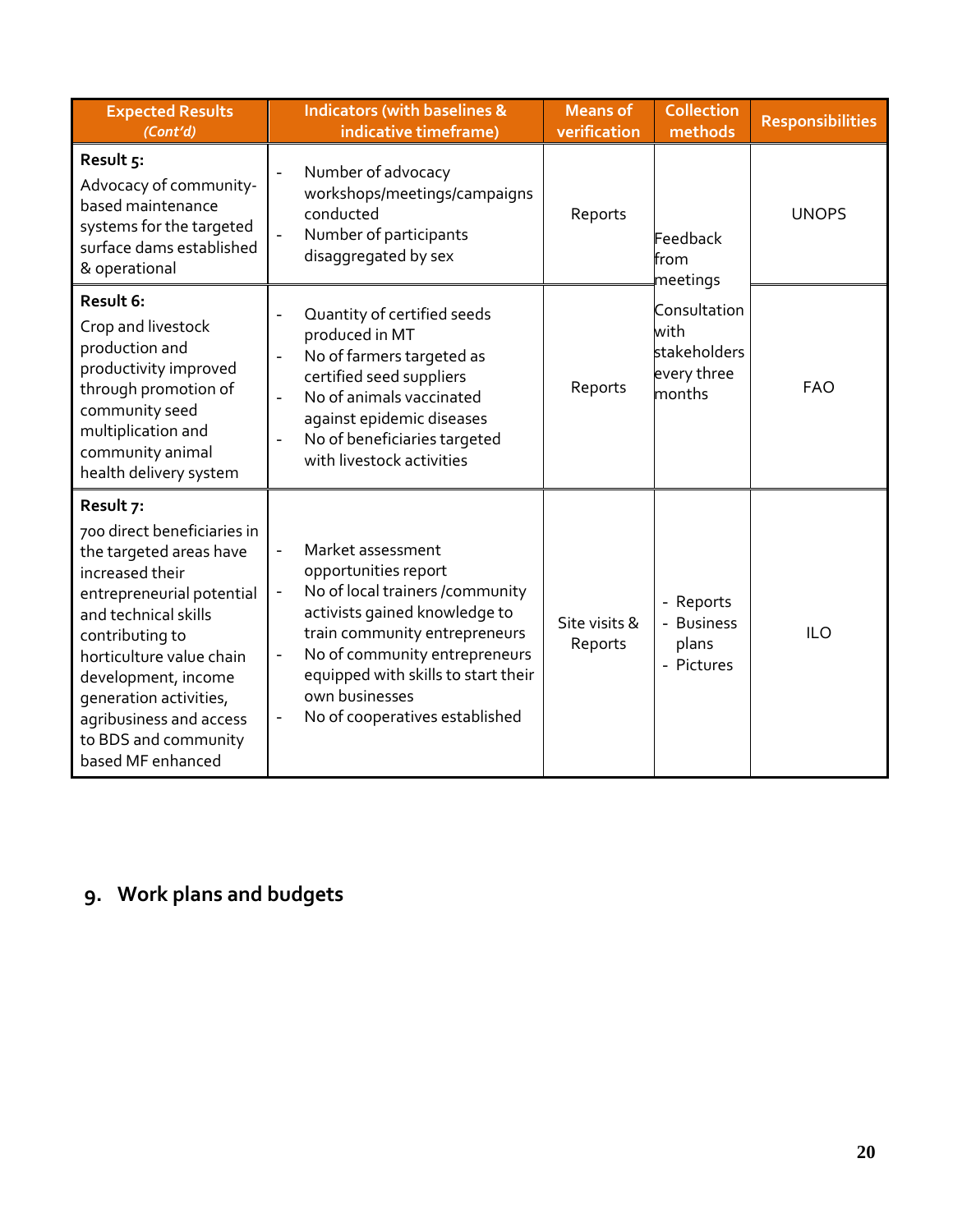| Expected Results *(Cont'd)* | Indicators (with baselines & indicative timeframe) | Means of verification | Collection methods | Responsibilities |
|---|---|---|---|---|
| **Result 5:** Advocacy of community-based maintenance systems for the targeted surface dams established & operational | - Number of advocacy workshops/meetings/campaigns conducted<br>- Number of participants disaggregated by sex | Reports | Feedback from meetings<br>Consultation with stakeholders every three months | UNOPS |
| **Result 6:** Crop and livestock production and productivity improved through promotion of community seed multiplication and community animal health delivery system | - Quantity of certified seeds produced in MT<br>- No of farmers targeted as certified seed suppliers<br>- No of animals vaccinated against epidemic diseases<br>- No of beneficiaries targeted with livestock activities | Reports | | FAO |
| **Result 7:** 700 direct beneficiaries in the targeted areas have increased their entrepreneurial potential and technical skills contributing to horticulture value chain development, income generation activities, agribusiness and access to BDS and community based MF enhanced | - Market assessment opportunities report<br>- No of local trainers /community activists gained knowledge to train community entrepreneurs<br>- No of community entrepreneurs equipped with skills to start their own businesses<br>- No of cooperatives established | Site visits & Reports | - Reports<br>- Business plans<br>- Pictures | ILO |

## 9. Work plans and budgets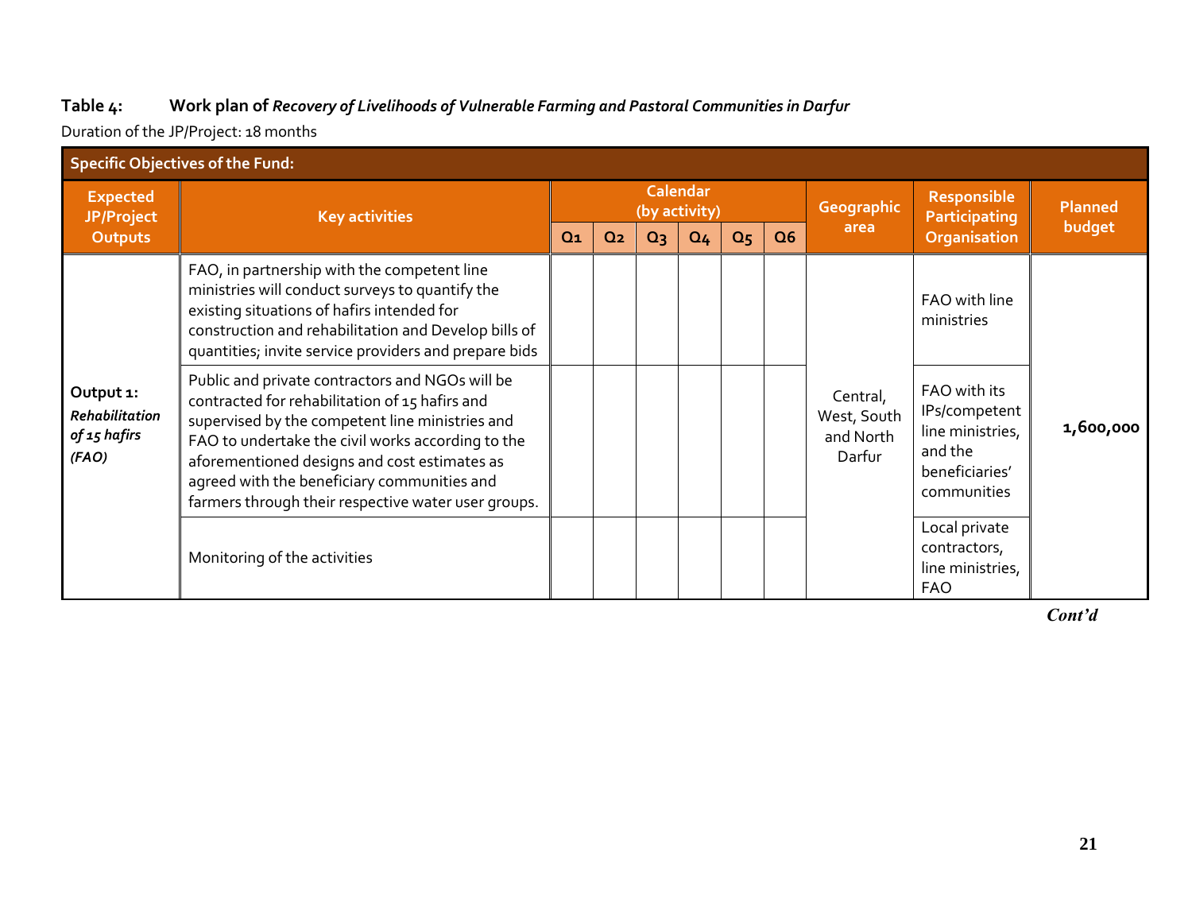**Table 4: Work plan of *Recovery of Livelihoods of Vulnerable Farming and Pastoral Communities in Darfur***

Duration of the JP/Project: 18 months

| Specific Objectives of the Fund: | | | | | | | | | | | |
|---|---|---|---|---|---|---|---|---|---|---|---|
| Expected JP/Project Outputs | Key activities | Calendar (by activity) | | | | | | Geographic area | Responsible Participating Organisation | Planned budget |
| | | Q1 | Q2 | Q3 | Q4 | Q5 | Q6 | | | |
| **Output 1:** ***Rehabilitation of 15 hafirs (FAO)*** | FAO, in partnership with the competent line ministries will conduct surveys to quantify the existing situations of hafirs intended for construction and rehabilitation and Develop bills of quantities; invite service providers and prepare bids | | | | | | | Central, West, South and North Darfur | FAO with line ministries | **1,600,000** |
| | Public and private contractors and NGOs will be contracted for rehabilitation of 15 hafirs and supervised by the competent line ministries and FAO to undertake the civil works according to the aforementioned designs and cost estimates as agreed with the beneficiary communities and farmers through their respective water user groups. | | | | | | | | FAO with its IPs/competent line ministries, and the beneficiaries' communities | |
| | Monitoring of the activities | | | | | | | | Local private contractors, line ministries, FAO | |

***Cont'd***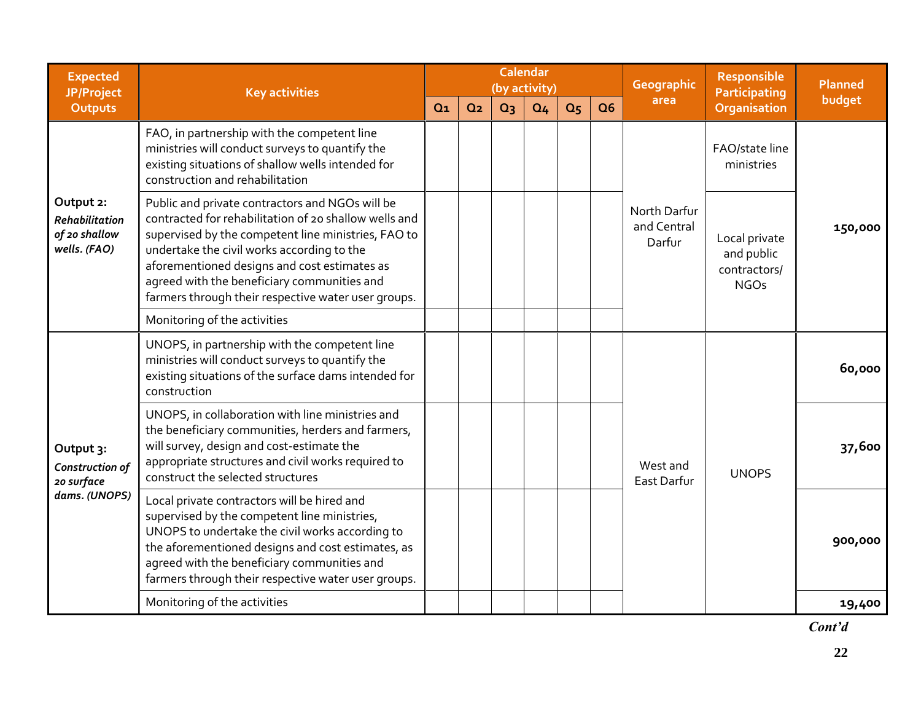| Expected JP/Project Outputs | Key activities | Calendar (by activity) | | | | | | Geographic area | Responsible Participating Organisation | Planned budget |
|---|---|---|---|---|---|---|---|---|---|---|
| | | Q1 | Q2 | Q3 | Q4 | Q5 | Q6 | | | |
| **Output 2:** ***Rehabilitation of 20 shallow wells. (FAO)*** | FAO, in partnership with the competent line ministries will conduct surveys to quantify the existing situations of shallow wells intended for construction and rehabilitation | | | | | | | North Darfur and Central Darfur | FAO/state line ministries | **150,000** |
| | Public and private contractors and NGOs will be contracted for rehabilitation of 20 shallow wells and supervised by the competent line ministries, FAO to undertake the civil works according to the aforementioned designs and cost estimates as agreed with the beneficiary communities and farmers through their respective water user groups. | | | | | | | | Local private and public contractors/ NGOs | |
| | Monitoring of the activities | | | | | | | | | |
| **Output 3:** ***Construction of 20 surface dams. (UNOPS)*** | UNOPS, in partnership with the competent line ministries will conduct surveys to quantify the existing situations of the surface dams intended for construction | | | | | | | West and East Darfur | UNOPS | **60,000** |
| | UNOPS, in collaboration with line ministries and the beneficiary communities, herders and farmers, will survey, design and cost-estimate the appropriate structures and civil works required to construct the selected structures | | | | | | | | | **37,600** |
| | Local private contractors will be hired and supervised by the competent line ministries, UNOPS to undertake the civil works according to the aforementioned designs and cost estimates, as agreed with the beneficiary communities and farmers through their respective water user groups. | | | | | | | | | **900,000** |
| | Monitoring of the activities | | | | | | | | | **19,400** |

***Cont'd***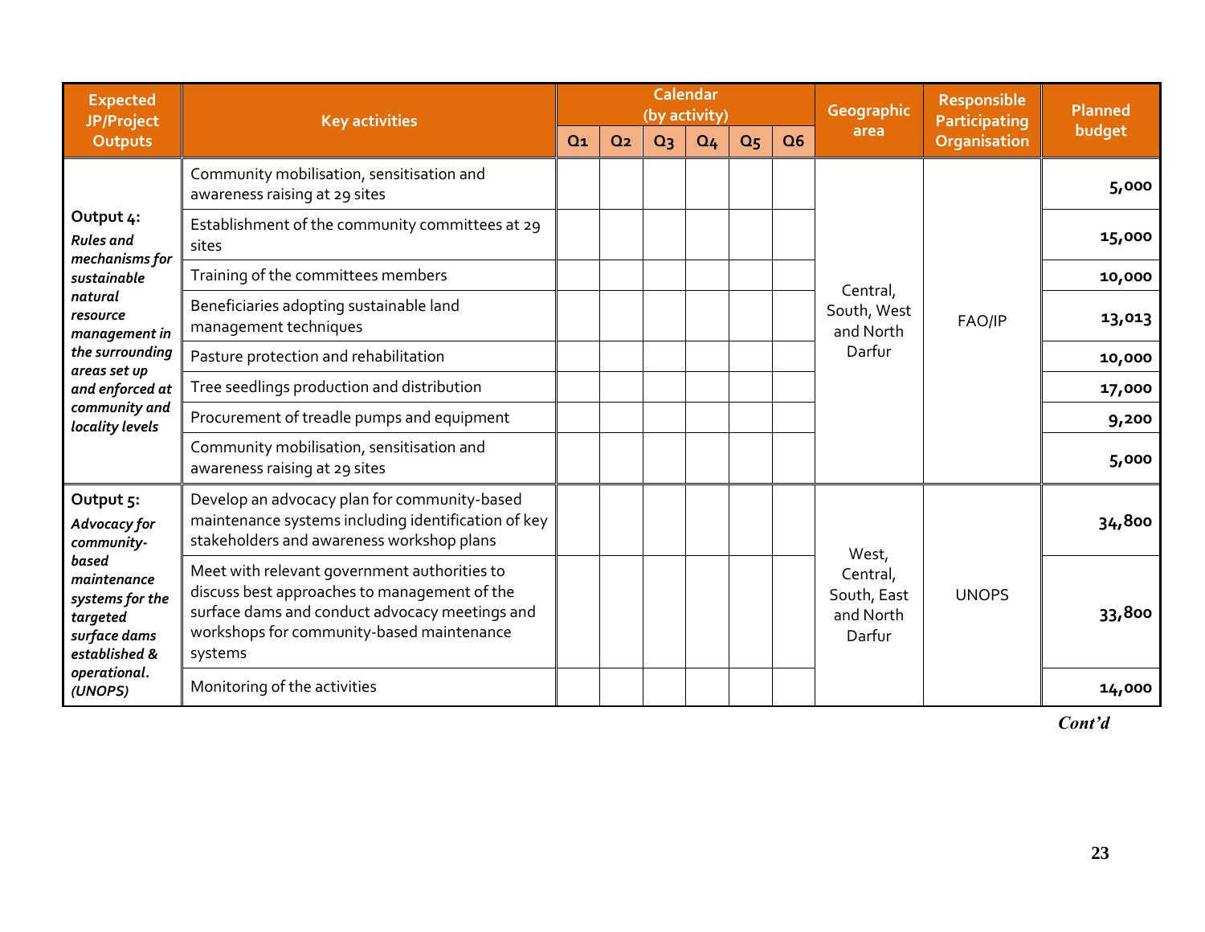| Expected JP/Project Outputs | Key activities | Calendar (by activity) | | | | | | Geographic area | Responsible Participating Organisation | Planned budget |
|---|---|---|---|---|---|---|---|---|---|---|
| | | Q1 | Q2 | Q3 | Q4 | Q5 | Q6 | | | |
| Output 4: *Rules and mechanisms for sustainable natural resource management in the surrounding areas set up and enforced at community and locality levels* | Community mobilisation, sensitisation and awareness raising at 29 sites | | | | | | | Central, South, West and North Darfur | FAO/IP | **5,000** |
| | Establishment of the community committees at 29 sites | | | | | | | | | **15,000** |
| | Training of the committees members | | | | | | | | | **10,000** |
| | Beneficiaries adopting sustainable land management techniques | | | | | | | | | **13,013** |
| | Pasture protection and rehabilitation | | | | | | | | | **10,000** |
| | Tree seedlings production and distribution | | | | | | | | | **17,000** |
| | Procurement of treadle pumps and equipment | | | | | | | | | **9,200** |
| | Community mobilisation, sensitisation and awareness raising at 29 sites | | | | | | | | | **5,000** |
| Output 5: *Advocacy for community-based maintenance systems for the targeted surface dams established & operational. (UNOPS)* | Develop an advocacy plan for community-based maintenance systems including identification of key stakeholders and awareness workshop plans | | | | | | | West, Central, South, East and North Darfur | UNOPS | **34,800** |
| | Meet with relevant government authorities to discuss best approaches to management of the surface dams and conduct advocacy meetings and workshops for community-based maintenance systems | | | | | | | | | **33,800** |
| | Monitoring of the activities | | | | | | | | | **14,000** |

***Cont'd***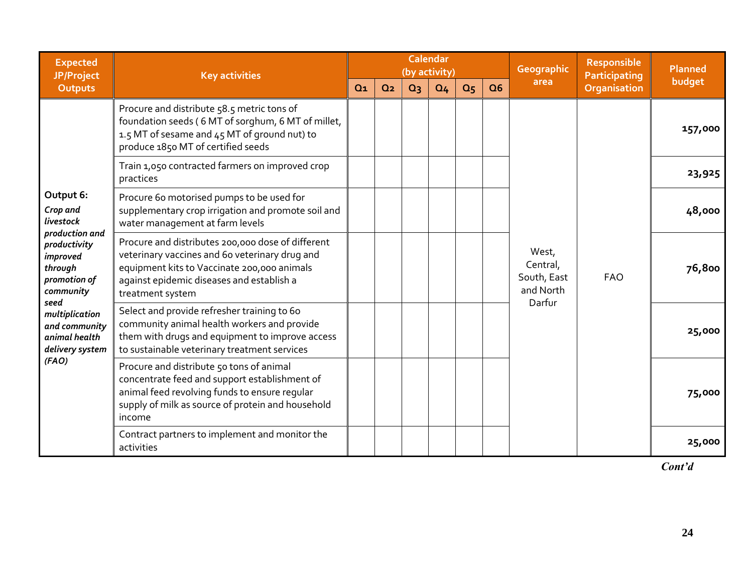| Expected JP/Project Outputs | Key activities | Calendar (by activity) | | | | | | Geographic area | Responsible Participating Organisation | Planned budget |
|---|---|---|---|---|---|---|---|---|---|---|
| | | Q1 | Q2 | Q3 | Q4 | Q5 | Q6 | | | |
| **Output 6:** ***Crop and livestock production and productivity improved through promotion of community seed multiplication and community animal health delivery system (FAO)*** | Procure and distribute 58.5 metric tons of foundation seeds ( 6 MT of sorghum, 6 MT of millet, 1.5 MT of sesame and 45 MT of ground nut) to produce 1850 MT of certified seeds | | | | | | | West, Central, South, East and North Darfur | FAO | **157,000** |
| | Train 1,050 contracted farmers on improved crop practices | | | | | | | | | **23,925** |
| | Procure 60 motorised pumps to be used for supplementary crop irrigation and promote soil and water management at farm levels | | | | | | | | | **48,000** |
| | Procure and distributes 200,000 dose of different veterinary vaccines and 60 veterinary drug and equipment kits to Vaccinate 200,000 animals against epidemic diseases and establish a treatment system | | | | | | | | | **76,800** |
| | Select and provide refresher training to 60 community animal health workers and provide them with drugs and equipment to improve access to sustainable veterinary treatment services | | | | | | | | | **25,000** |
| | Procure and distribute 50 tons of animal concentrate feed and support establishment of animal feed revolving funds to ensure regular supply of milk as source of protein and household income | | | | | | | | | **75,000** |
| | Contract partners to implement and monitor the activities | | | | | | | | | **25,000** |

***Cont'd***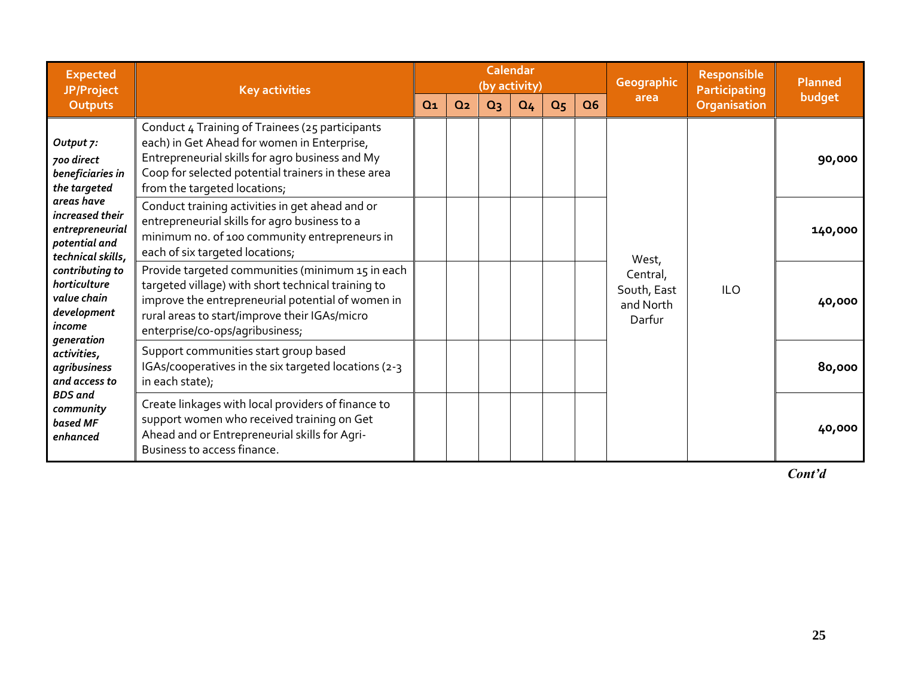| Expected JP/Project Outputs | Key activities | Calendar (by activity) | | | | | | Geographic area | Responsible Participating Organisation | Planned budget |
|---|---|---|---|---|---|---|---|---|---|---|
| | | Q1 | Q2 | Q3 | Q4 | Q5 | Q6 | | | |
| *Output 7: 700 direct beneficiaries in the targeted areas have increased their entrepreneurial potential and technical skills, contributing to horticulture value chain development income generation activities, agribusiness and access to BDS and community based MF enhanced* | Conduct 4 Training of Trainees (25 participants each) in Get Ahead for women in Enterprise, Entrepreneurial skills for agro business and My Coop for selected potential trainers in these area from the targeted locations; | | | | | | | West, Central, South, East and North Darfur | ILO | **90,000** |
| | Conduct training activities in get ahead and or entrepreneurial skills for agro business to a minimum no. of 100 community entrepreneurs in each of six targeted locations; | | | | | | | | | **140,000** |
| | Provide targeted communities (minimum 15 in each targeted village) with short technical training to improve the entrepreneurial potential of women in rural areas to start/improve their IGAs/micro enterprise/co-ops/agribusiness; | | | | | | | | | **40,000** |
| | Support communities start group based IGAs/cooperatives in the six targeted locations (2-3 in each state); | | | | | | | | | **80,000** |
| | Create linkages with local providers of finance to support women who received training on Get Ahead and or Entrepreneurial skills for Agri-Business to access finance. | | | | | | | | | **40,000** |

***Cont'd***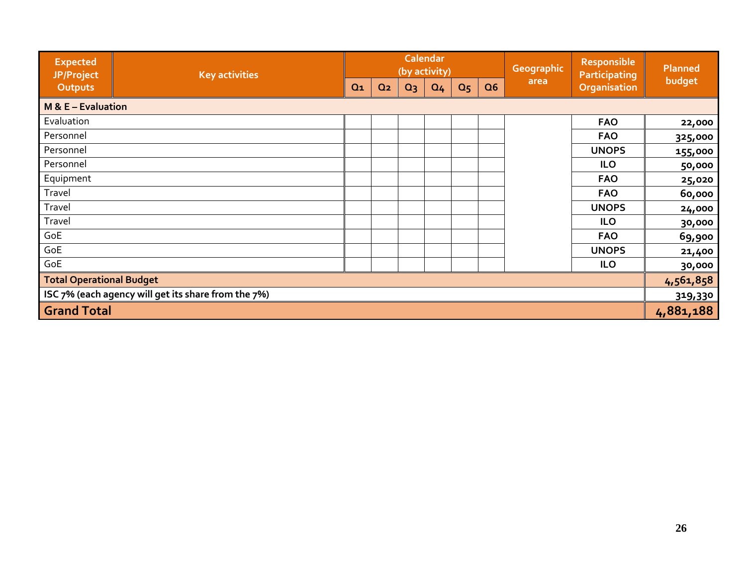| Expected JP/Project Outputs | Key activities | Calendar (by activity) | | | | | | Geographic area | Responsible Participating Organisation | Planned budget |
|---|---|---|---|---|---|---|---|---|---|---|
| | | Q1 | Q2 | Q3 | Q4 | Q5 | Q6 | | | |
| **M & E – Evaluation** | | | | | | | | | | |
| Evaluation | | | | | | | | | **FAO** | **22,000** |
| Personnel | | | | | | | | | **FAO** | **325,000** |
| Personnel | | | | | | | | | **UNOPS** | **155,000** |
| Personnel | | | | | | | | | **ILO** | **50,000** |
| Equipment | | | | | | | | | **FAO** | **25,020** |
| Travel | | | | | | | | | **FAO** | **60,000** |
| Travel | | | | | | | | | **UNOPS** | **24,000** |
| Travel | | | | | | | | | **ILO** | **30,000** |
| GoE | | | | | | | | | **FAO** | **69,900** |
| GoE | | | | | | | | | **UNOPS** | **21,400** |
| GoE | | | | | | | | | **ILO** | **30,000** |
| **Total Operational Budget** | | | | | | | | | | **4,561,858** |
| **ISC 7% (each agency will get its share from the 7%)** | | | | | | | | | | **319,330** |
| **Grand Total** | | | | | | | | | | **4,881,188** |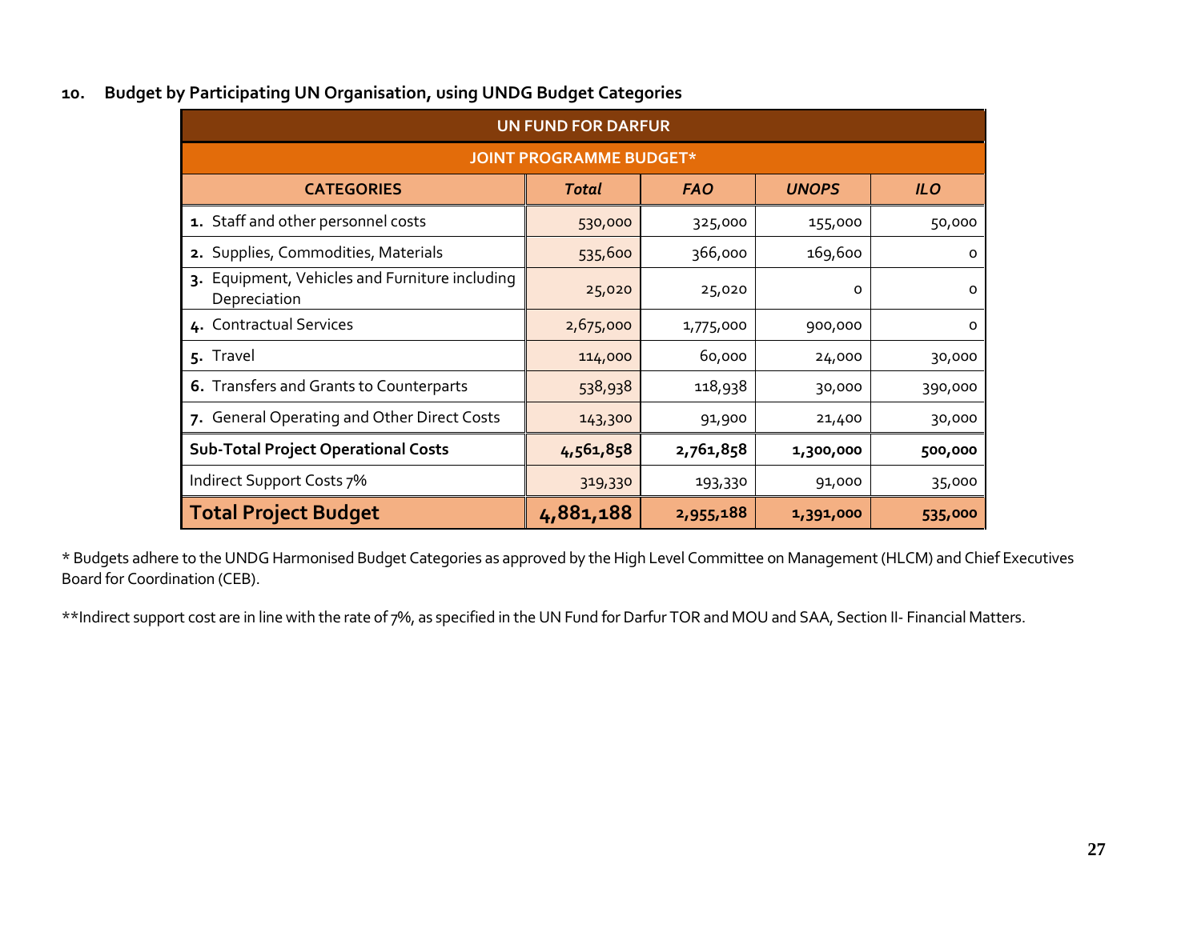## 10. Budget by Participating UN Organisation, using UNDG Budget Categories

| UN FUND FOR DARFUR | | | | |
|---|---|---|---|---|
| **JOINT PROGRAMME BUDGET*** | | | | |
| **CATEGORIES** | ***Total*** | ***FAO*** | ***UNOPS*** | ***ILO*** |
| **1.** Staff and other personnel costs | 530,000 | 325,000 | 155,000 | 50,000 |
| **2.** Supplies, Commodities, Materials | 535,600 | 366,000 | 169,600 | 0 |
| **3.** Equipment, Vehicles and Furniture including Depreciation | 25,020 | 25,020 | 0 | 0 |
| **4.** Contractual Services | 2,675,000 | 1,775,000 | 900,000 | 0 |
| **5.** Travel | 114,000 | 60,000 | 24,000 | 30,000 |
| **6.** Transfers and Grants to Counterparts | 538,938 | 118,938 | 30,000 | 390,000 |
| **7.** General Operating and Other Direct Costs | 143,300 | 91,900 | 21,400 | 30,000 |
| **Sub-Total Project Operational Costs** | **4,561,858** | **2,761,858** | **1,300,000** | **500,000** |
| Indirect Support Costs 7% | 319,330 | 193,330 | 91,000 | 35,000 |
| **Total Project Budget** | **4,881,188** | **2,955,188** | **1,391,000** | **535,000** |

* Budgets adhere to the UNDG Harmonised Budget Categories as approved by the High Level Committee on Management (HLCM) and Chief Executives Board for Coordination (CEB).

**Indirect support cost are in line with the rate of 7%, as specified in the UN Fund for Darfur TOR and MOU and SAA, Section II- Financial Matters.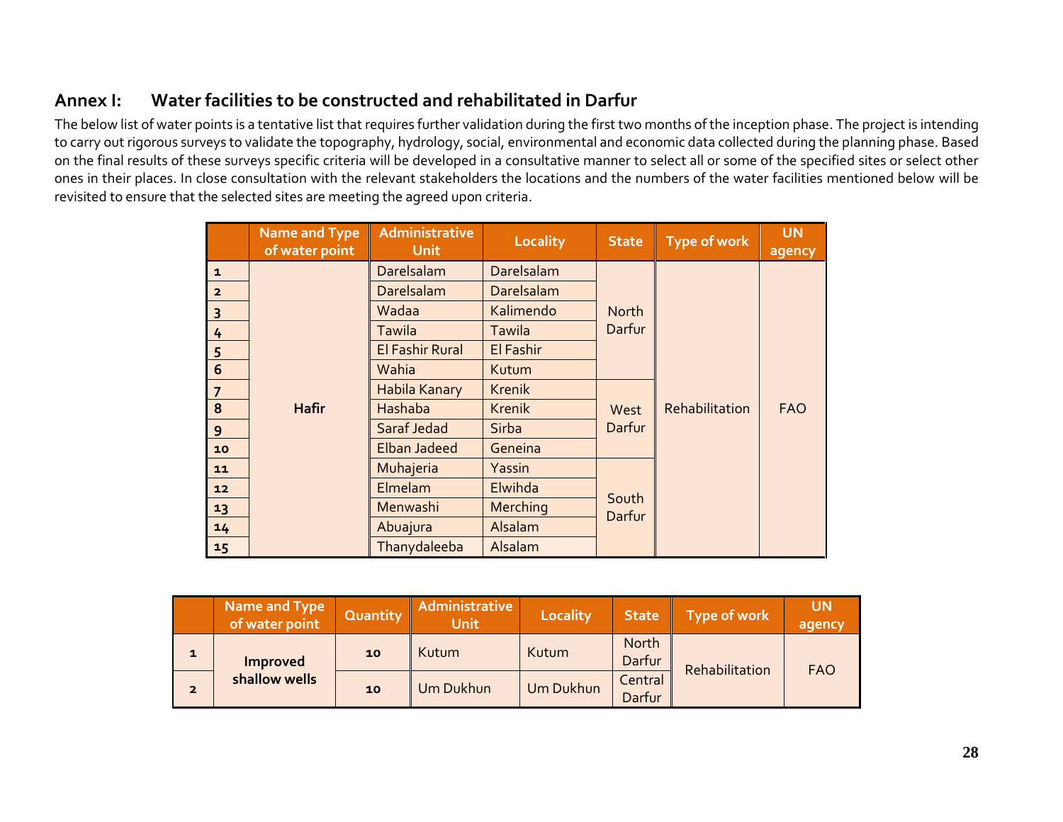## Annex I: Water facilities to be constructed and rehabilitated in Darfur

The below list of water points is a tentative list that requires further validation during the first two months of the inception phase. The project is intending to carry out rigorous surveys to validate the topography, hydrology, social, environmental and economic data collected during the planning phase. Based on the final results of these surveys specific criteria will be developed in a consultative manner to select all or some of the specified sites or select other ones in their places. In close consultation with the relevant stakeholders the locations and the numbers of the water facilities mentioned below will be revisited to ensure that the selected sites are meeting the agreed upon criteria.

| | Name and Type of water point | Administrative Unit | Locality | State | Type of work | UN agency |
|---|---|---|---|---|---|---|
| 1 | **Hafir** | Darelsalam | Darelsalam | North Darfur | Rehabilitation | FAO |
| 2 | | Darelsalam | Darelsalam | | | |
| 3 | | Wadaa | Kalimendo | | | |
| 4 | | Tawila | Tawila | | | |
| 5 | | El Fashir Rural | El Fashir | | | |
| 6 | | Wahia | Kutum | | | |
| 7 | | Habila Kanary | Krenik | West Darfur | | |
| 8 | | Hashaba | Krenik | | | |
| 9 | | Saraf Jedad | Sirba | | | |
| 10 | | Elban Jadeed | Geneina | | | |
| 11 | | Muhajeria | Yassin | South Darfur | | |
| 12 | | Elmelam | Elwihda | | | |
| 13 | | Menwashi | Merching | | | |
| 14 | | Abuajura | Alsalam | | | |
| 15 | | Thanydaleeba | Alsalam | | | |

| | Name and Type of water point | Quantity | Administrative Unit | Locality | State | Type of work | UN agency |
|---|---|---|---|---|---|---|---|
| 1 | **Improved shallow wells** | 10 | Kutum | Kutum | North Darfur | Rehabilitation | FAO |
| 2 | | 10 | Um Dukhun | Um Dukhun | Central Darfur | | |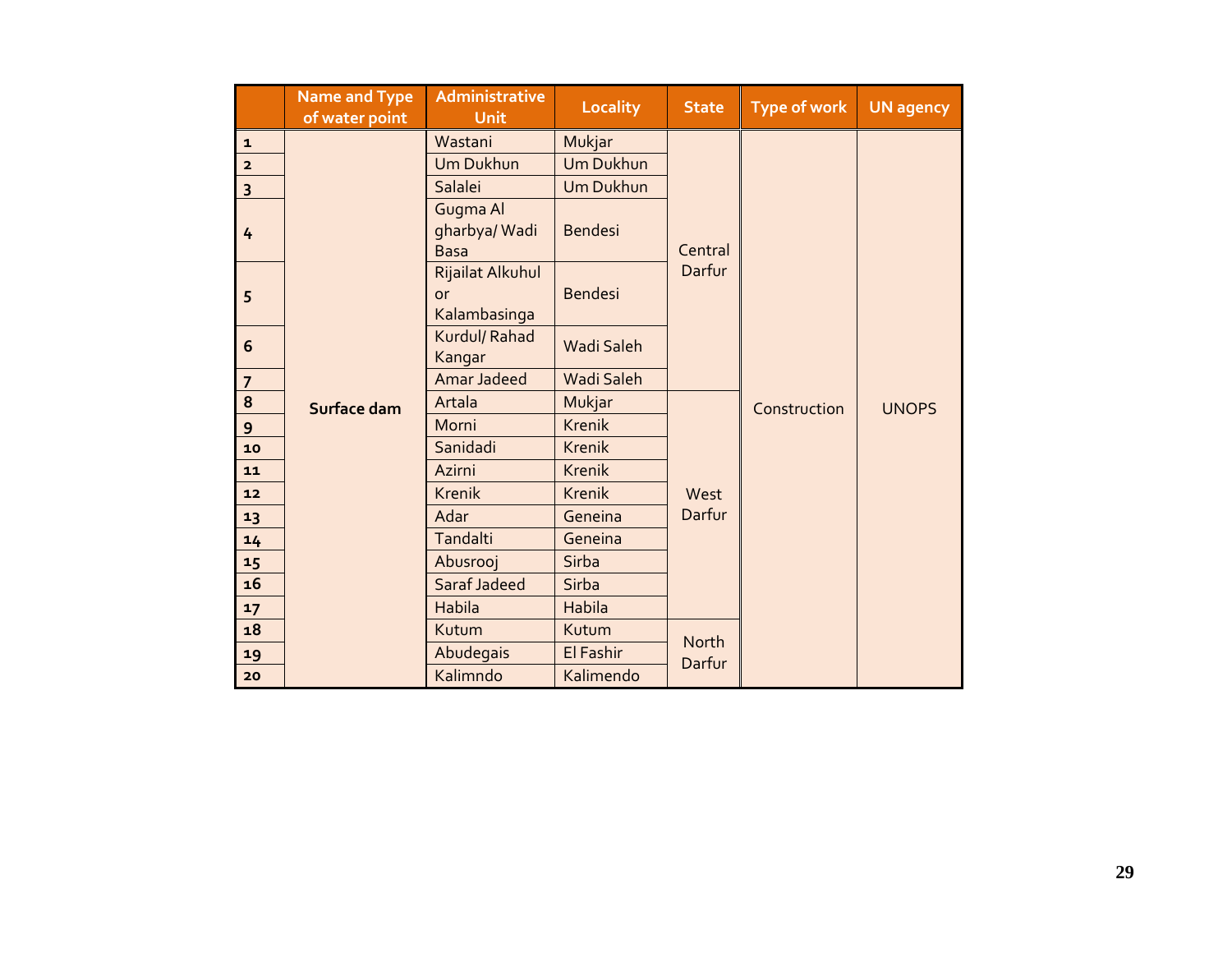| | Name and Type of water point | Administrative Unit | Locality | State | Type of work | UN agency |
|---|---|---|---|---|---|---|
| **1** | **Surface dam** | Wastani | Mukjar | Central Darfur | Construction | UNOPS |
| **2** | | Um Dukhun | Um Dukhun | | | |
| **3** | | Salalei | Um Dukhun | | | |
| **4** | | Gugma Al gharbya/ Wadi Basa | Bendesi | | | |
| **5** | | Rijailat Alkuhul or Kalambasinga | Bendesi | | | |
| **6** | | Kurdul/ Rahad Kangar | Wadi Saleh | | | |
| **7** | | Amar Jadeed | Wadi Saleh | | | |
| **8** | | Artala | Mukjar | West Darfur | | |
| **9** | | Morni | Krenik | | | |
| **10** | | Sanidadi | Krenik | | | |
| **11** | | Azirni | Krenik | | | |
| **12** | | Krenik | Krenik | | | |
| **13** | | Adar | Geneina | | | |
| **14** | | Tandalti | Geneina | | | |
| **15** | | Abusrooj | Sirba | | | |
| **16** | | Saraf Jadeed | Sirba | | | |
| **17** | | Habila | Habila | | | |
| **18** | | Kutum | Kutum | North Darfur | | |
| **19** | | Abudegais | El Fashir | | | |
| **20** | | Kalimndo | Kalimendo | | | |